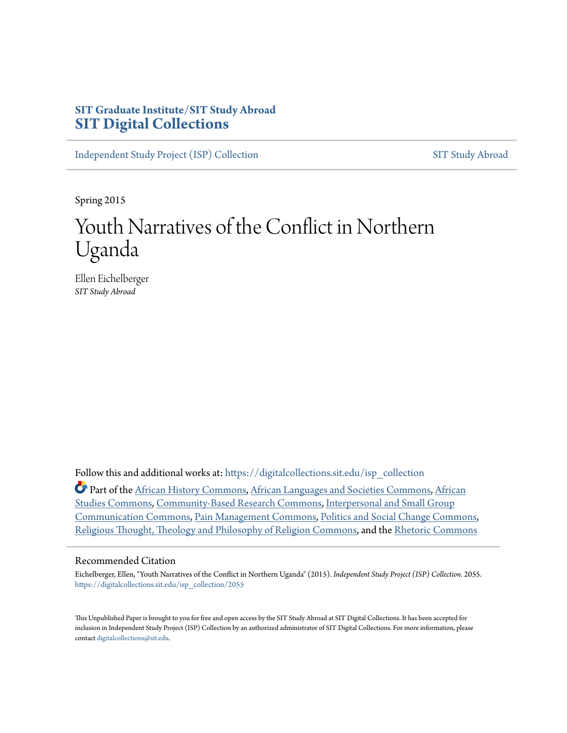**SIT Graduate Institute/SIT Study Abroad**
**SIT Digital Collections**

Independent Study Project (ISP) Collection | SIT Study Abroad

Spring 2015

# Youth Narratives of the Conflict in Northern Uganda

Ellen Eichelberger
*SIT Study Abroad*

Follow this and additional works at: https://digitalcollections.sit.edu/isp_collection

Part of the African History Commons, African Languages and Societies Commons, African Studies Commons, Community-Based Research Commons, Interpersonal and Small Group Communication Commons, Pain Management Commons, Politics and Social Change Commons, Religious Thought, Theology and Philosophy of Religion Commons, and the Rhetoric Commons

## Recommended Citation

Eichelberger, Ellen, "Youth Narratives of the Conflict in Northern Uganda" (2015). *Independent Study Project (ISP) Collection*. 2055.
https://digitalcollections.sit.edu/isp_collection/2055

This Unpublished Paper is brought to you for free and open access by the SIT Study Abroad at SIT Digital Collections. It has been accepted for inclusion in Independent Study Project (ISP) Collection by an authorized administrator of SIT Digital Collections. For more information, please contact digitalcollections@sit.edu.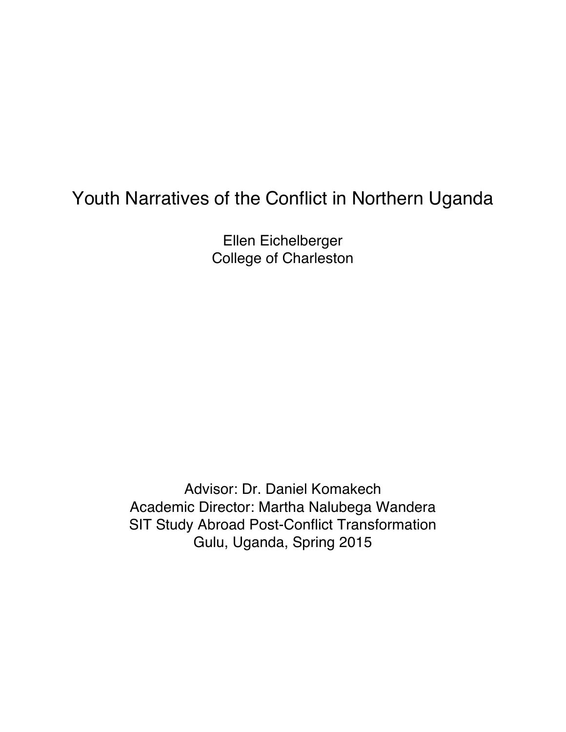# Youth Narratives of the Conflict in Northern Uganda

Ellen Eichelberger
College of Charleston

Advisor: Dr. Daniel Komakech
Academic Director: Martha Nalubega Wandera
SIT Study Abroad Post-Conflict Transformation
Gulu, Uganda, Spring 2015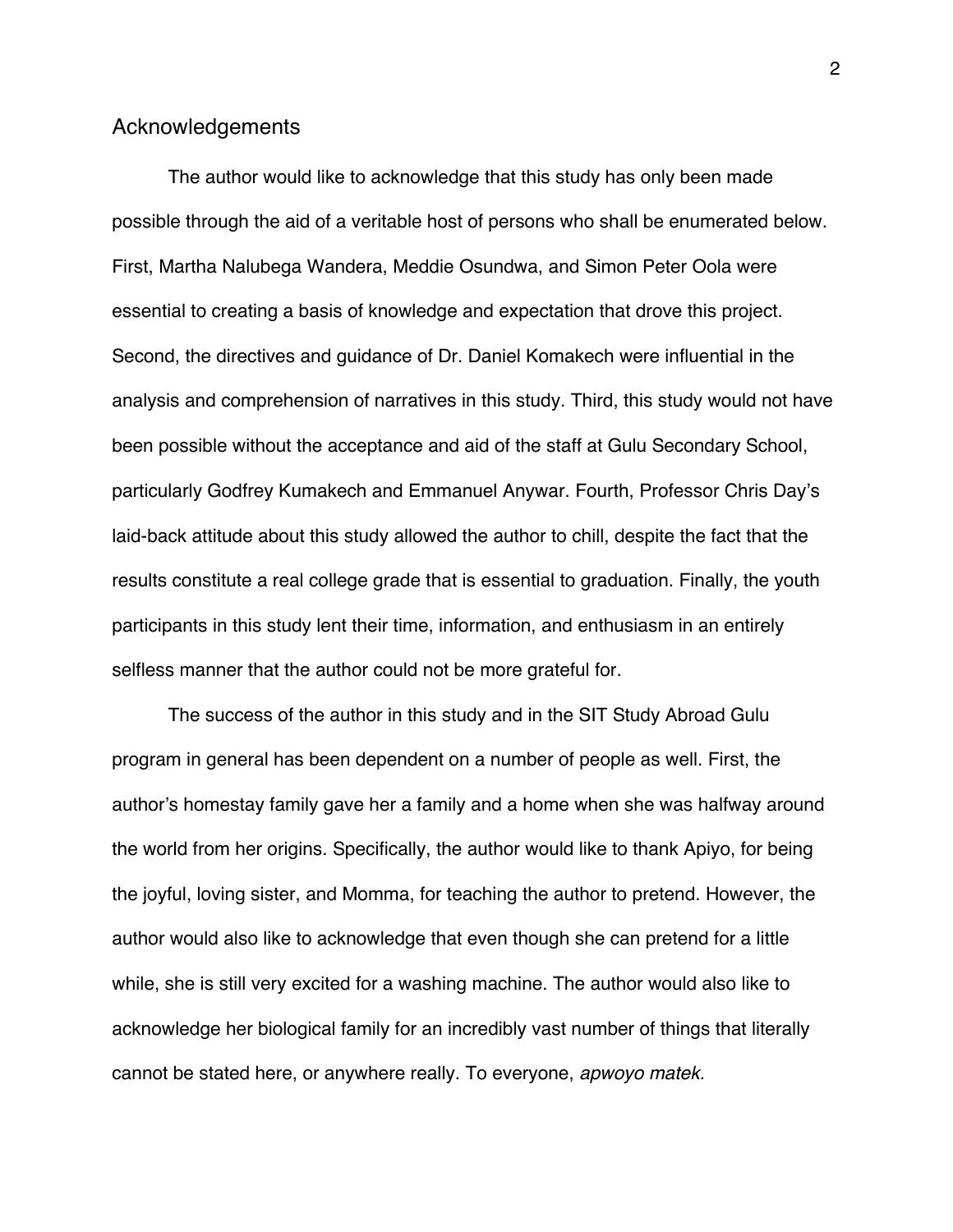## Acknowledgements

The author would like to acknowledge that this study has only been made possible through the aid of a veritable host of persons who shall be enumerated below. First, Martha Nalubega Wandera, Meddie Osundwa, and Simon Peter Oola were essential to creating a basis of knowledge and expectation that drove this project. Second, the directives and guidance of Dr. Daniel Komakech were influential in the analysis and comprehension of narratives in this study. Third, this study would not have been possible without the acceptance and aid of the staff at Gulu Secondary School, particularly Godfrey Kumakech and Emmanuel Anywar. Fourth, Professor Chris Day's laid-back attitude about this study allowed the author to chill, despite the fact that the results constitute a real college grade that is essential to graduation. Finally, the youth participants in this study lent their time, information, and enthusiasm in an entirely selfless manner that the author could not be more grateful for.

The success of the author in this study and in the SIT Study Abroad Gulu program in general has been dependent on a number of people as well. First, the author's homestay family gave her a family and a home when she was halfway around the world from her origins. Specifically, the author would like to thank Apiyo, for being the joyful, loving sister, and Momma, for teaching the author to pretend. However, the author would also like to acknowledge that even though she can pretend for a little while, she is still very excited for a washing machine. The author would also like to acknowledge her biological family for an incredibly vast number of things that literally cannot be stated here, or anywhere really. To everyone, *apwoyo matek*.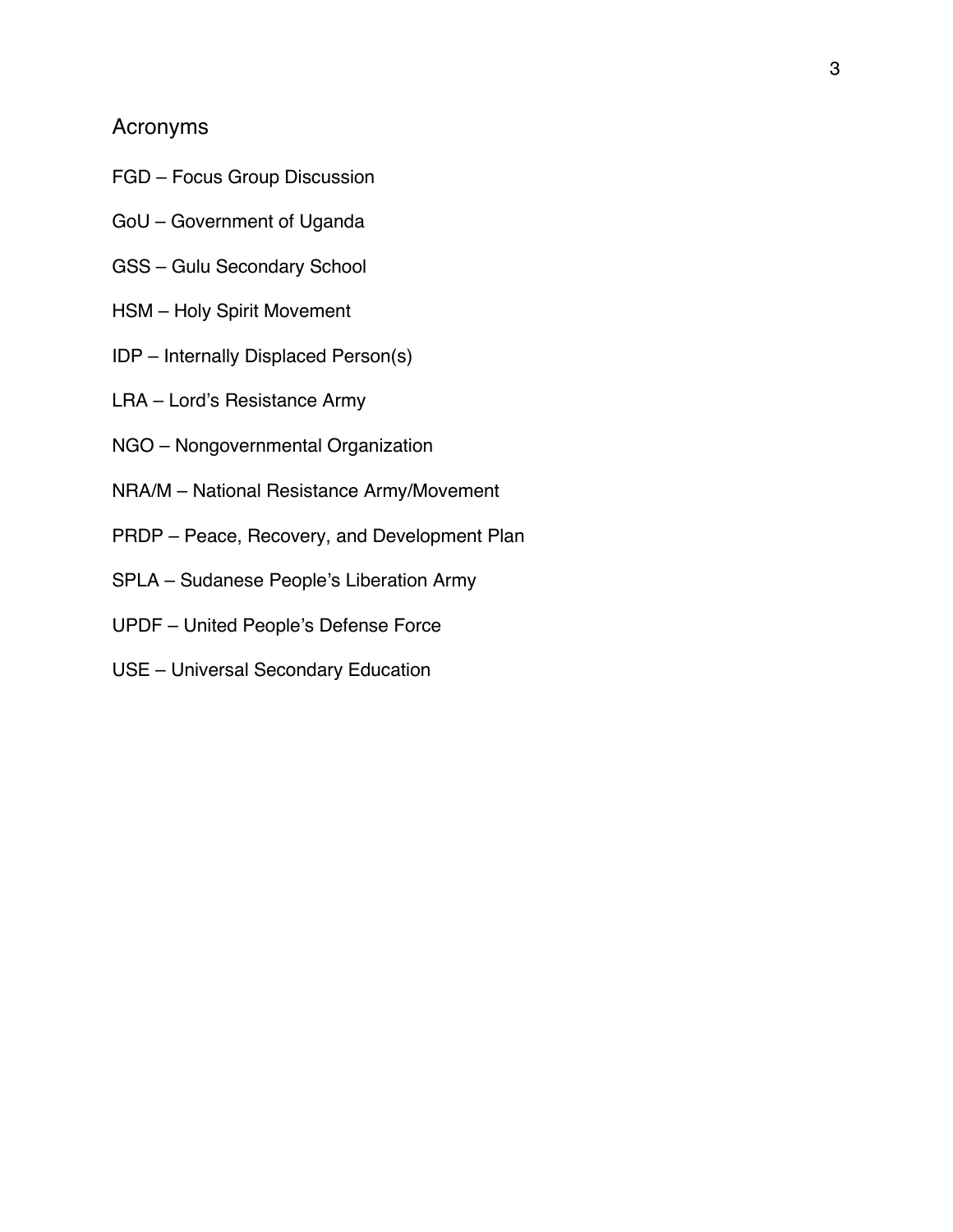## Acronyms

FGD – Focus Group Discussion

GoU – Government of Uganda

GSS – Gulu Secondary School

HSM – Holy Spirit Movement

IDP – Internally Displaced Person(s)

LRA – Lord's Resistance Army

NGO – Nongovernmental Organization

NRA/M – National Resistance Army/Movement

PRDP – Peace, Recovery, and Development Plan

SPLA – Sudanese People's Liberation Army

UPDF – United People's Defense Force

USE – Universal Secondary Education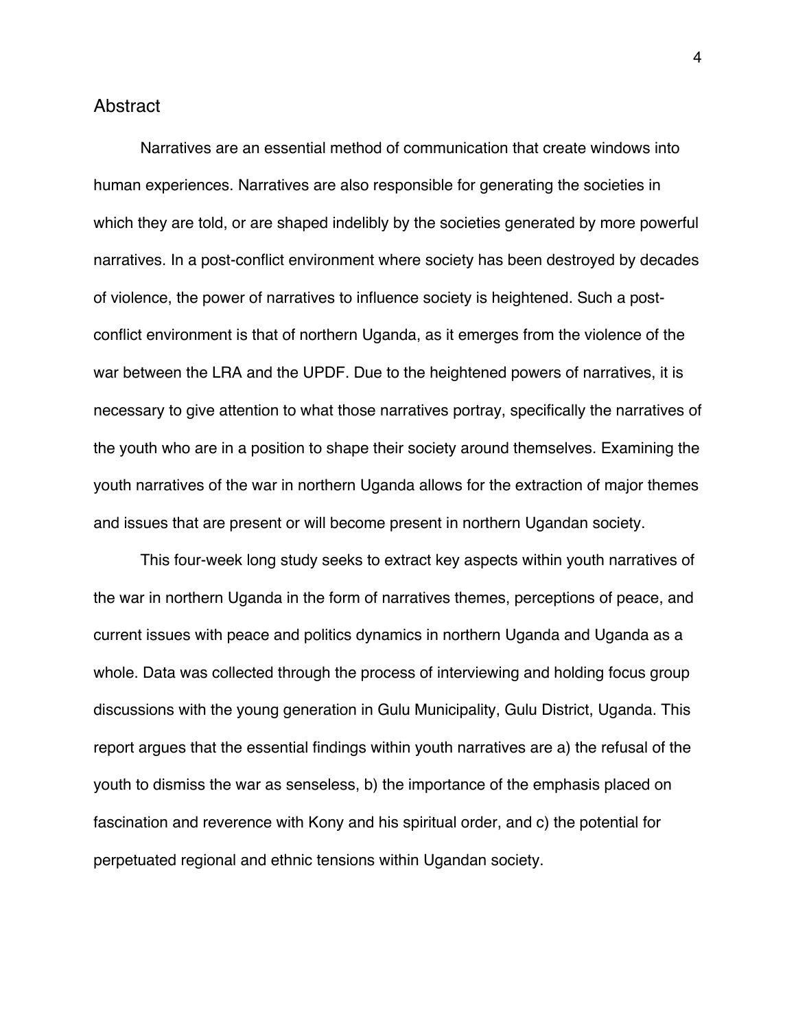## Abstract

Narratives are an essential method of communication that create windows into human experiences. Narratives are also responsible for generating the societies in which they are told, or are shaped indelibly by the societies generated by more powerful narratives. In a post-conflict environment where society has been destroyed by decades of violence, the power of narratives to influence society is heightened. Such a post-conflict environment is that of northern Uganda, as it emerges from the violence of the war between the LRA and the UPDF. Due to the heightened powers of narratives, it is necessary to give attention to what those narratives portray, specifically the narratives of the youth who are in a position to shape their society around themselves. Examining the youth narratives of the war in northern Uganda allows for the extraction of major themes and issues that are present or will become present in northern Ugandan society.

This four-week long study seeks to extract key aspects within youth narratives of the war in northern Uganda in the form of narratives themes, perceptions of peace, and current issues with peace and politics dynamics in northern Uganda and Uganda as a whole. Data was collected through the process of interviewing and holding focus group discussions with the young generation in Gulu Municipality, Gulu District, Uganda. This report argues that the essential findings within youth narratives are a) the refusal of the youth to dismiss the war as senseless, b) the importance of the emphasis placed on fascination and reverence with Kony and his spiritual order, and c) the potential for perpetuated regional and ethnic tensions within Ugandan society.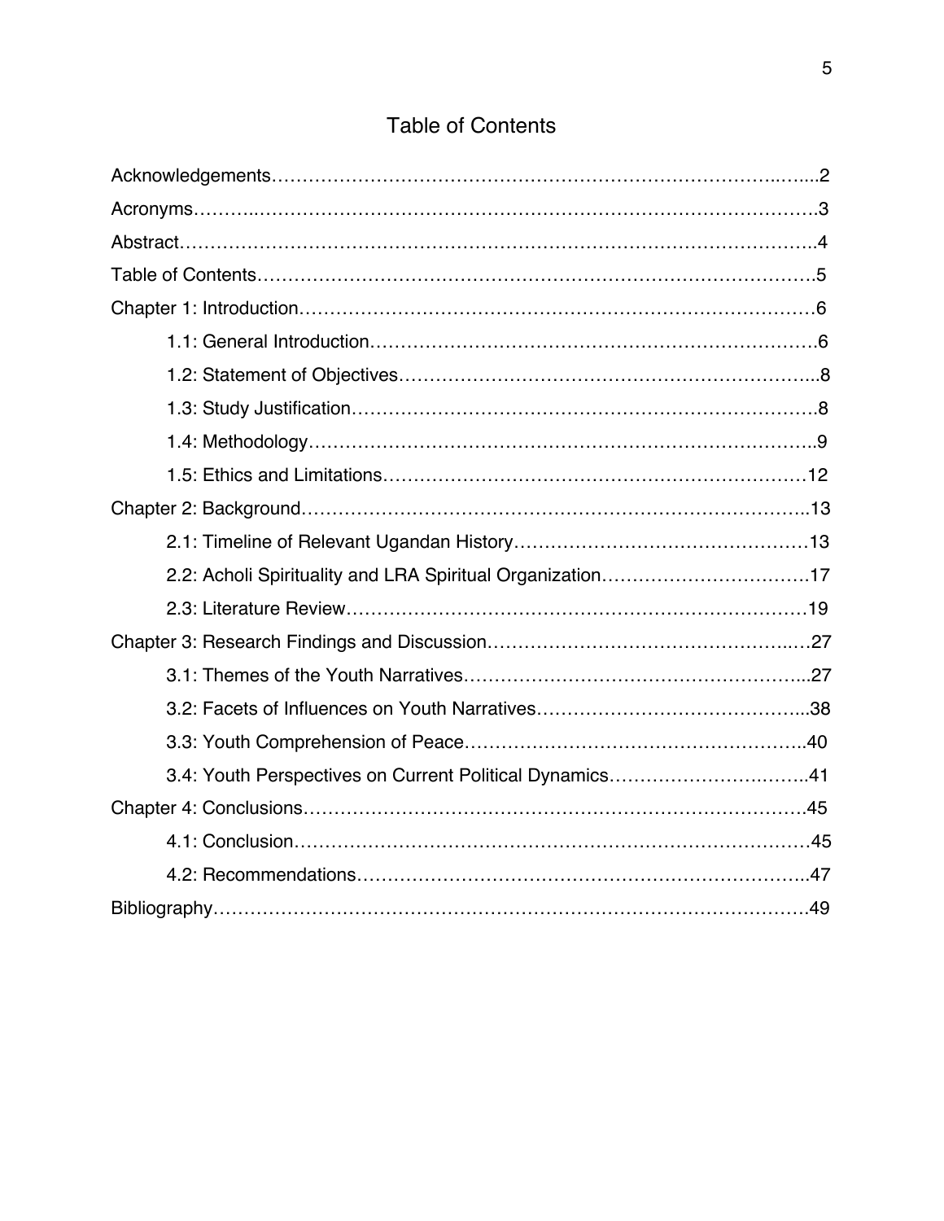# Table of Contents

Acknowledgements……………………………………………………………………..…....2

Acronyms………..………………………………………………………………………….3

Abstract……………………………………………………………………………………..4

Table of Contents…………………………………………………………………………..5

Chapter 1: Introduction……………………………………………………………………6

- 1.1: General Introduction……………………………………………………………….6
- 1.2: Statement of Objectives…………………………………………………………...8
- 1.3: Study Justification………………………………………………………………….8
- 1.4: Methodology………………………………………………………………………..9
- 1.5: Ethics and Limitations……………………………………………………………12

Chapter 2: Background……………………………………………………………………..13

- 2.1: Timeline of Relevant Ugandan History…………………………………………13
- 2.2: Acholi Spirituality and LRA Spiritual Organization……………………………17
- 2.3: Literature Review…………………………………………………………………19

Chapter 3: Research Findings and Discussion…………………………………………...27

- 3.1: Themes of the Youth Narratives………………………………………………...27
- 3.2: Facets of Influences on Youth Narratives……………………………………...38
- 3.3: Youth Comprehension of Peace………………………………………………..40
- 3.4: Youth Perspectives on Current Political Dynamics…………………………..41

Chapter 4: Conclusions……………………………………………………………………45

- 4.1: Conclusion…………………………………………………………………………45
- 4.2: Recommendations………………………………………………………………..47

Bibliography………………………………………………………………………………..49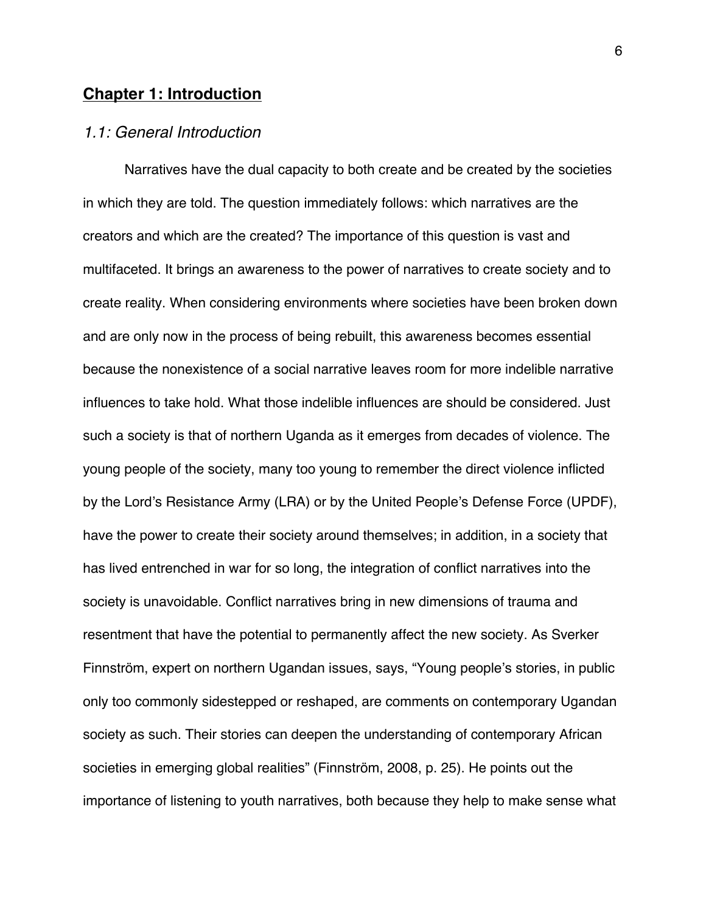# Chapter 1: Introduction

## *1.1: General Introduction*

Narratives have the dual capacity to both create and be created by the societies in which they are told. The question immediately follows: which narratives are the creators and which are the created? The importance of this question is vast and multifaceted. It brings an awareness to the power of narratives to create society and to create reality. When considering environments where societies have been broken down and are only now in the process of being rebuilt, this awareness becomes essential because the nonexistence of a social narrative leaves room for more indelible narrative influences to take hold. What those indelible influences are should be considered. Just such a society is that of northern Uganda as it emerges from decades of violence. The young people of the society, many too young to remember the direct violence inflicted by the Lord's Resistance Army (LRA) or by the United People's Defense Force (UPDF), have the power to create their society around themselves; in addition, in a society that has lived entrenched in war for so long, the integration of conflict narratives into the society is unavoidable. Conflict narratives bring in new dimensions of trauma and resentment that have the potential to permanently affect the new society. As Sverker Finnström, expert on northern Ugandan issues, says, "Young people's stories, in public only too commonly sidestepped or reshaped, are comments on contemporary Ugandan society as such. Their stories can deepen the understanding of contemporary African societies in emerging global realities" (Finnström, 2008, p. 25). He points out the importance of listening to youth narratives, both because they help to make sense what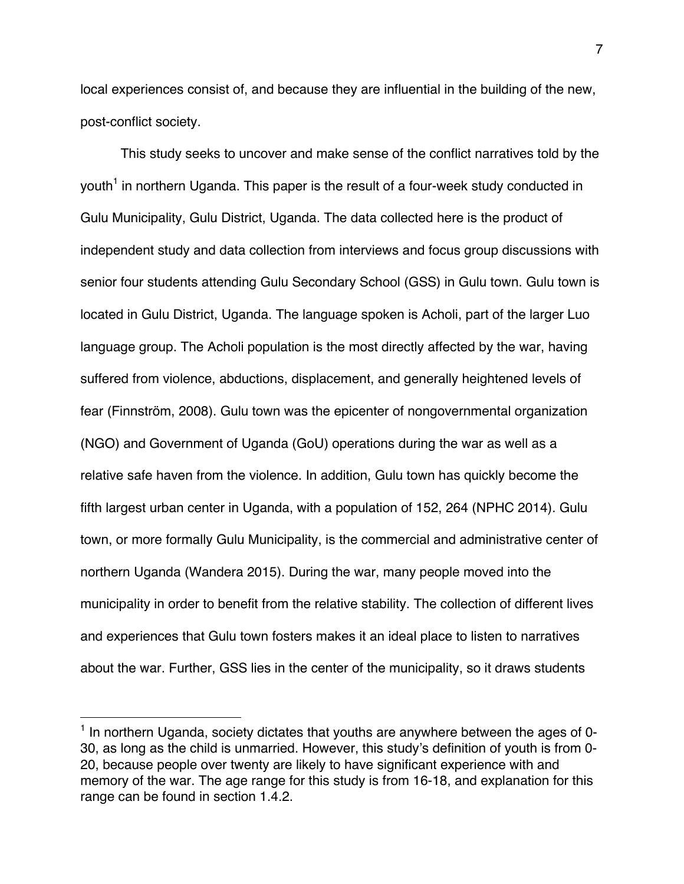local experiences consist of, and because they are influential in the building of the new, post-conflict society.

This study seeks to uncover and make sense of the conflict narratives told by the youth[1] in northern Uganda. This paper is the result of a four-week study conducted in Gulu Municipality, Gulu District, Uganda. The data collected here is the product of independent study and data collection from interviews and focus group discussions with senior four students attending Gulu Secondary School (GSS) in Gulu town. Gulu town is located in Gulu District, Uganda. The language spoken is Acholi, part of the larger Luo language group. The Acholi population is the most directly affected by the war, having suffered from violence, abductions, displacement, and generally heightened levels of fear (Finnström, 2008). Gulu town was the epicenter of nongovernmental organization (NGO) and Government of Uganda (GoU) operations during the war as well as a relative safe haven from the violence. In addition, Gulu town has quickly become the fifth largest urban center in Uganda, with a population of 152, 264 (NPHC 2014). Gulu town, or more formally Gulu Municipality, is the commercial and administrative center of northern Uganda (Wandera 2015). During the war, many people moved into the municipality in order to benefit from the relative stability. The collection of different lives and experiences that Gulu town fosters makes it an ideal place to listen to narratives about the war. Further, GSS lies in the center of the municipality, so it draws students

[1] In northern Uganda, society dictates that youths are anywhere between the ages of 0-30, as long as the child is unmarried. However, this study's definition of youth is from 0-20, because people over twenty are likely to have significant experience with and memory of the war. The age range for this study is from 16-18, and explanation for this range can be found in section 1.4.2.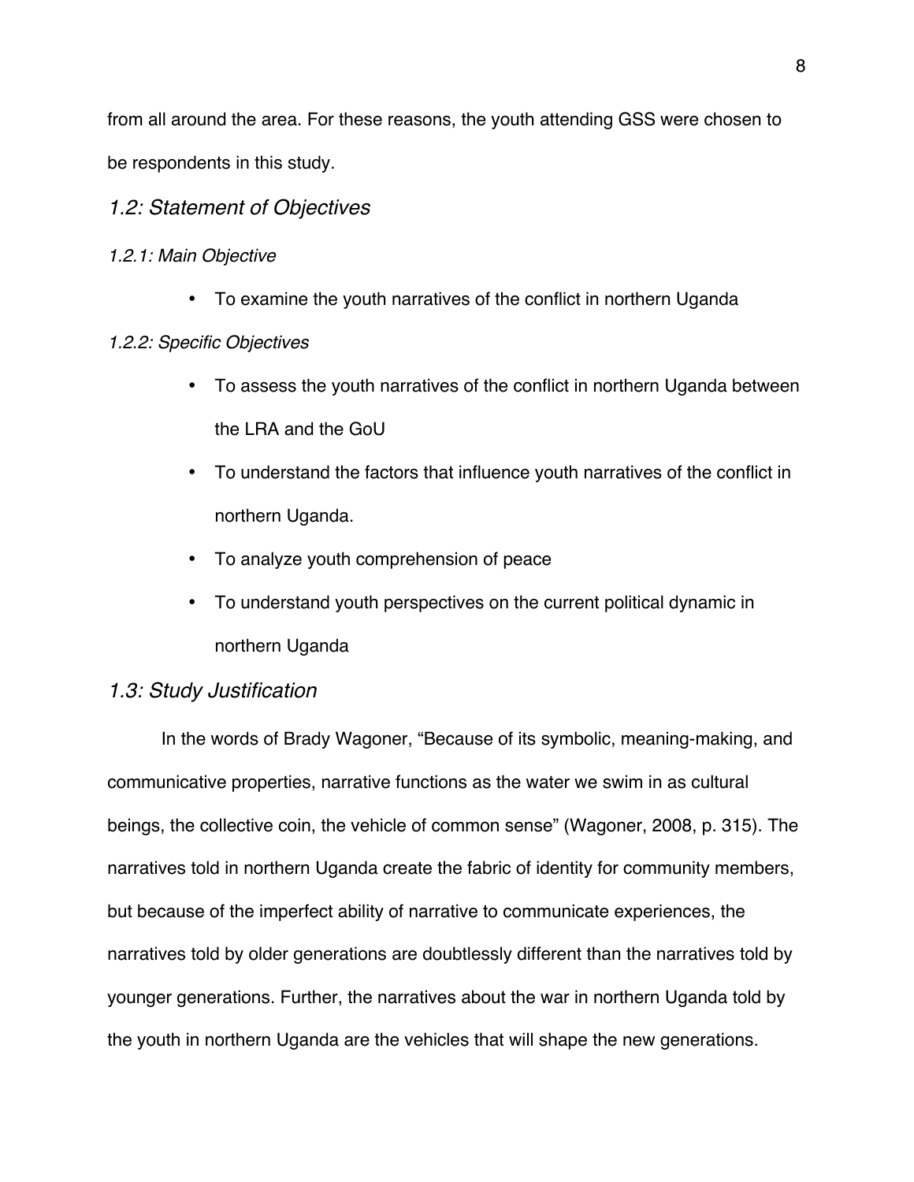from all around the area. For these reasons, the youth attending GSS were chosen to be respondents in this study.

## *1.2: Statement of Objectives*

### *1.2.1: Main Objective*

- To examine the youth narratives of the conflict in northern Uganda

### *1.2.2: Specific Objectives*

- To assess the youth narratives of the conflict in northern Uganda between the LRA and the GoU
- To understand the factors that influence youth narratives of the conflict in northern Uganda.
- To analyze youth comprehension of peace
- To understand youth perspectives on the current political dynamic in northern Uganda

## *1.3: Study Justification*

In the words of Brady Wagoner, "Because of its symbolic, meaning-making, and communicative properties, narrative functions as the water we swim in as cultural beings, the collective coin, the vehicle of common sense" (Wagoner, 2008, p. 315). The narratives told in northern Uganda create the fabric of identity for community members, but because of the imperfect ability of narrative to communicate experiences, the narratives told by older generations are doubtlessly different than the narratives told by younger generations. Further, the narratives about the war in northern Uganda told by the youth in northern Uganda are the vehicles that will shape the new generations.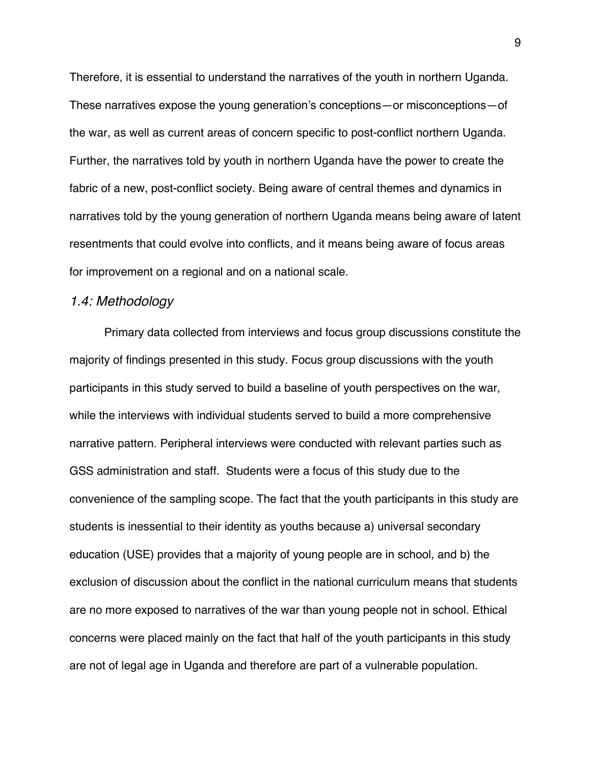Therefore, it is essential to understand the narratives of the youth in northern Uganda. These narratives expose the young generation's conceptions—or misconceptions—of the war, as well as current areas of concern specific to post-conflict northern Uganda. Further, the narratives told by youth in northern Uganda have the power to create the fabric of a new, post-conflict society. Being aware of central themes and dynamics in narratives told by the young generation of northern Uganda means being aware of latent resentments that could evolve into conflicts, and it means being aware of focus areas for improvement on a regional and on a national scale.

### *1.4: Methodology*

Primary data collected from interviews and focus group discussions constitute the majority of findings presented in this study. Focus group discussions with the youth participants in this study served to build a baseline of youth perspectives on the war, while the interviews with individual students served to build a more comprehensive narrative pattern. Peripheral interviews were conducted with relevant parties such as GSS administration and staff. Students were a focus of this study due to the convenience of the sampling scope. The fact that the youth participants in this study are students is inessential to their identity as youths because a) universal secondary education (USE) provides that a majority of young people are in school, and b) the exclusion of discussion about the conflict in the national curriculum means that students are no more exposed to narratives of the war than young people not in school. Ethical concerns were placed mainly on the fact that half of the youth participants in this study are not of legal age in Uganda and therefore are part of a vulnerable population.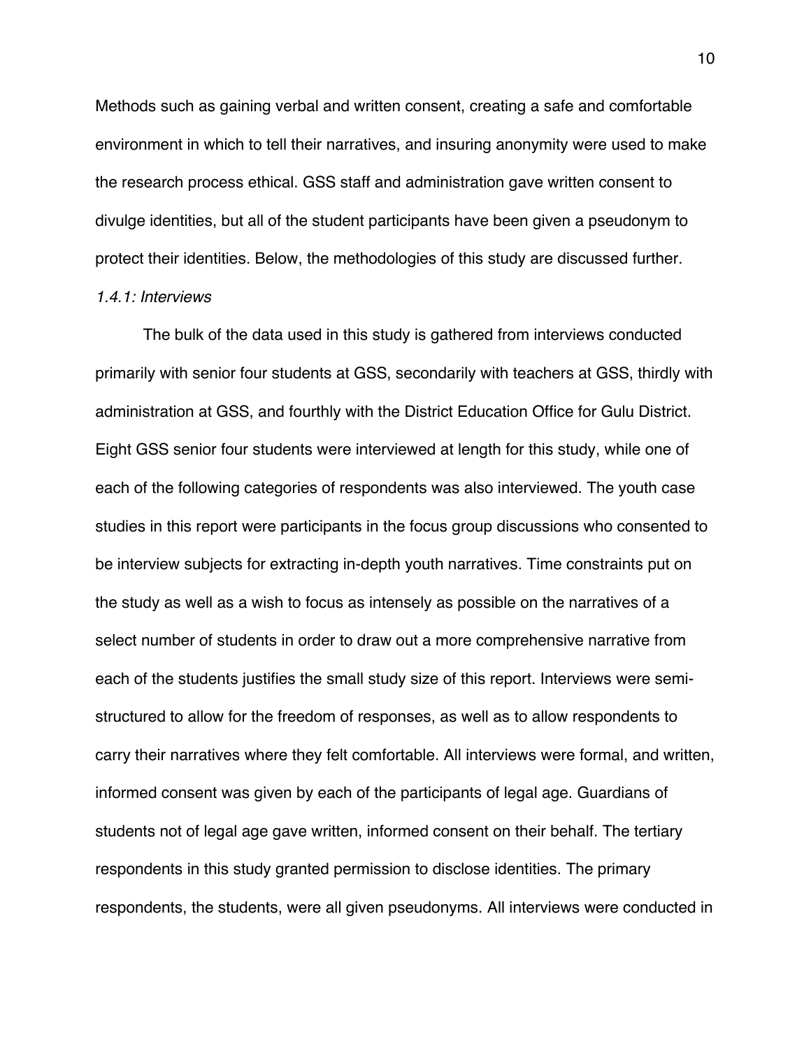Methods such as gaining verbal and written consent, creating a safe and comfortable environment in which to tell their narratives, and insuring anonymity were used to make the research process ethical. GSS staff and administration gave written consent to divulge identities, but all of the student participants have been given a pseudonym to protect their identities. Below, the methodologies of this study are discussed further.

*1.4.1: Interviews*

The bulk of the data used in this study is gathered from interviews conducted primarily with senior four students at GSS, secondarily with teachers at GSS, thirdly with administration at GSS, and fourthly with the District Education Office for Gulu District. Eight GSS senior four students were interviewed at length for this study, while one of each of the following categories of respondents was also interviewed. The youth case studies in this report were participants in the focus group discussions who consented to be interview subjects for extracting in-depth youth narratives. Time constraints put on the study as well as a wish to focus as intensely as possible on the narratives of a select number of students in order to draw out a more comprehensive narrative from each of the students justifies the small study size of this report. Interviews were semi-structured to allow for the freedom of responses, as well as to allow respondents to carry their narratives where they felt comfortable. All interviews were formal, and written, informed consent was given by each of the participants of legal age. Guardians of students not of legal age gave written, informed consent on their behalf. The tertiary respondents in this study granted permission to disclose identities. The primary respondents, the students, were all given pseudonyms. All interviews were conducted in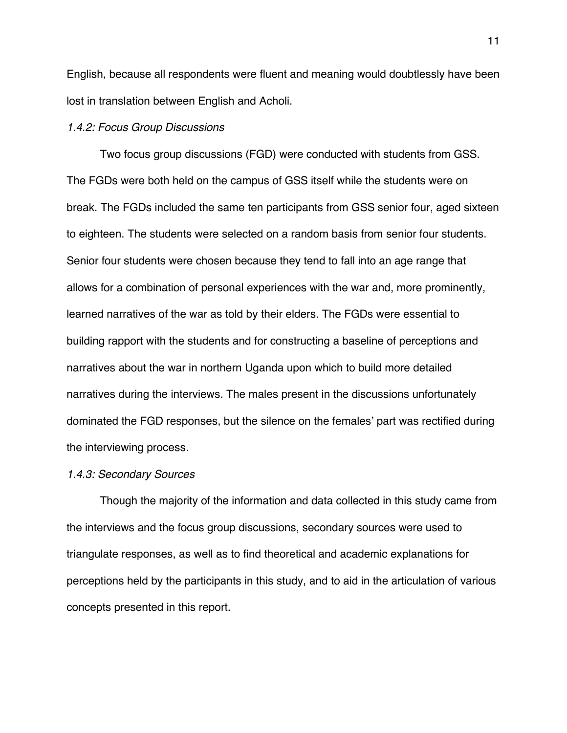English, because all respondents were fluent and meaning would doubtlessly have been lost in translation between English and Acholi.

*1.4.2: Focus Group Discussions*

Two focus group discussions (FGD) were conducted with students from GSS. The FGDs were both held on the campus of GSS itself while the students were on break. The FGDs included the same ten participants from GSS senior four, aged sixteen to eighteen. The students were selected on a random basis from senior four students. Senior four students were chosen because they tend to fall into an age range that allows for a combination of personal experiences with the war and, more prominently, learned narratives of the war as told by their elders. The FGDs were essential to building rapport with the students and for constructing a baseline of perceptions and narratives about the war in northern Uganda upon which to build more detailed narratives during the interviews. The males present in the discussions unfortunately dominated the FGD responses, but the silence on the females' part was rectified during the interviewing process.

*1.4.3: Secondary Sources*

Though the majority of the information and data collected in this study came from the interviews and the focus group discussions, secondary sources were used to triangulate responses, as well as to find theoretical and academic explanations for perceptions held by the participants in this study, and to aid in the articulation of various concepts presented in this report.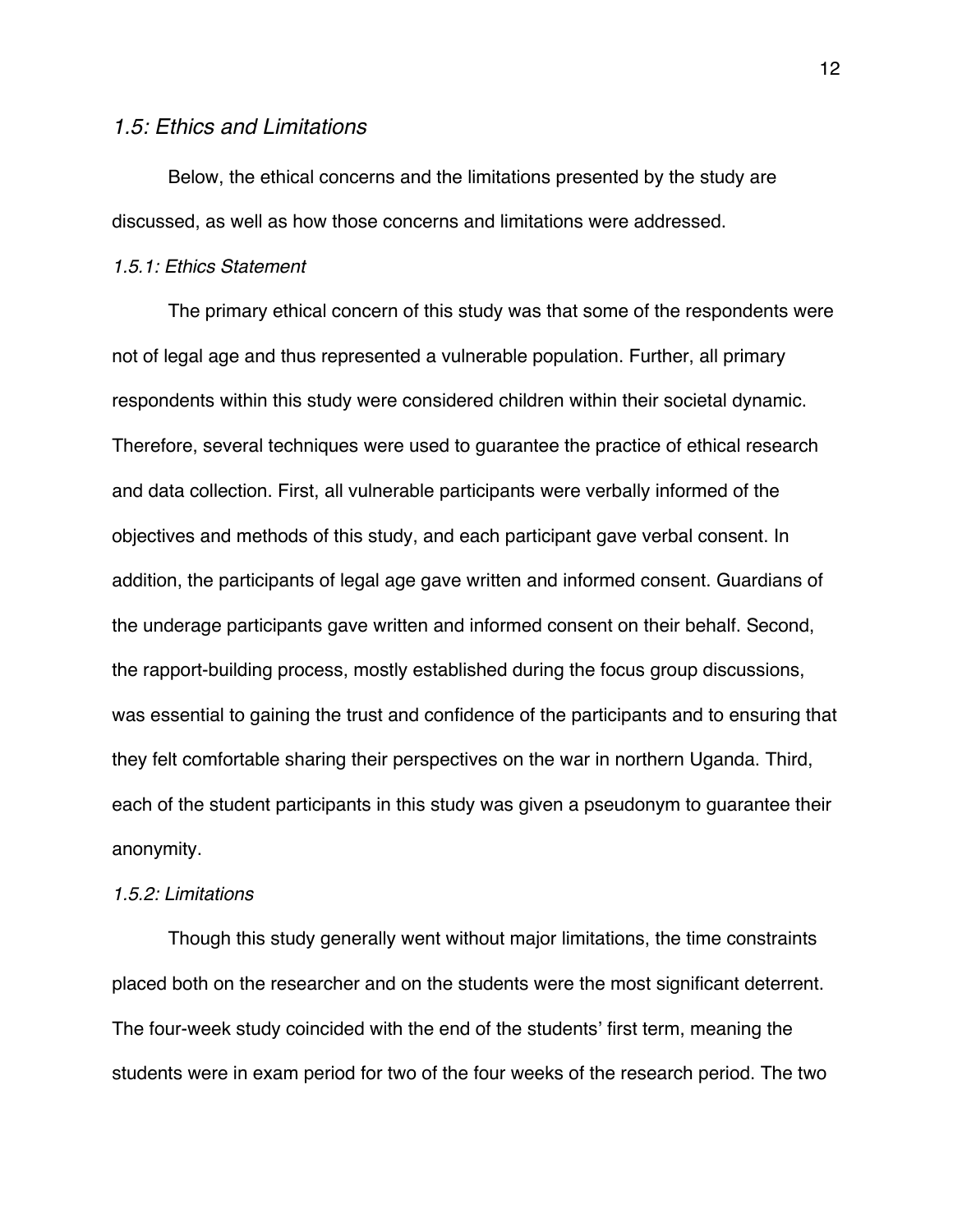## *1.5: Ethics and Limitations*

Below, the ethical concerns and the limitations presented by the study are discussed, as well as how those concerns and limitations were addressed.

### *1.5.1: Ethics Statement*

The primary ethical concern of this study was that some of the respondents were not of legal age and thus represented a vulnerable population. Further, all primary respondents within this study were considered children within their societal dynamic. Therefore, several techniques were used to guarantee the practice of ethical research and data collection. First, all vulnerable participants were verbally informed of the objectives and methods of this study, and each participant gave verbal consent. In addition, the participants of legal age gave written and informed consent. Guardians of the underage participants gave written and informed consent on their behalf. Second, the rapport-building process, mostly established during the focus group discussions, was essential to gaining the trust and confidence of the participants and to ensuring that they felt comfortable sharing their perspectives on the war in northern Uganda. Third, each of the student participants in this study was given a pseudonym to guarantee their anonymity.

### *1.5.2: Limitations*

Though this study generally went without major limitations, the time constraints placed both on the researcher and on the students were the most significant deterrent. The four-week study coincided with the end of the students' first term, meaning the students were in exam period for two of the four weeks of the research period. The two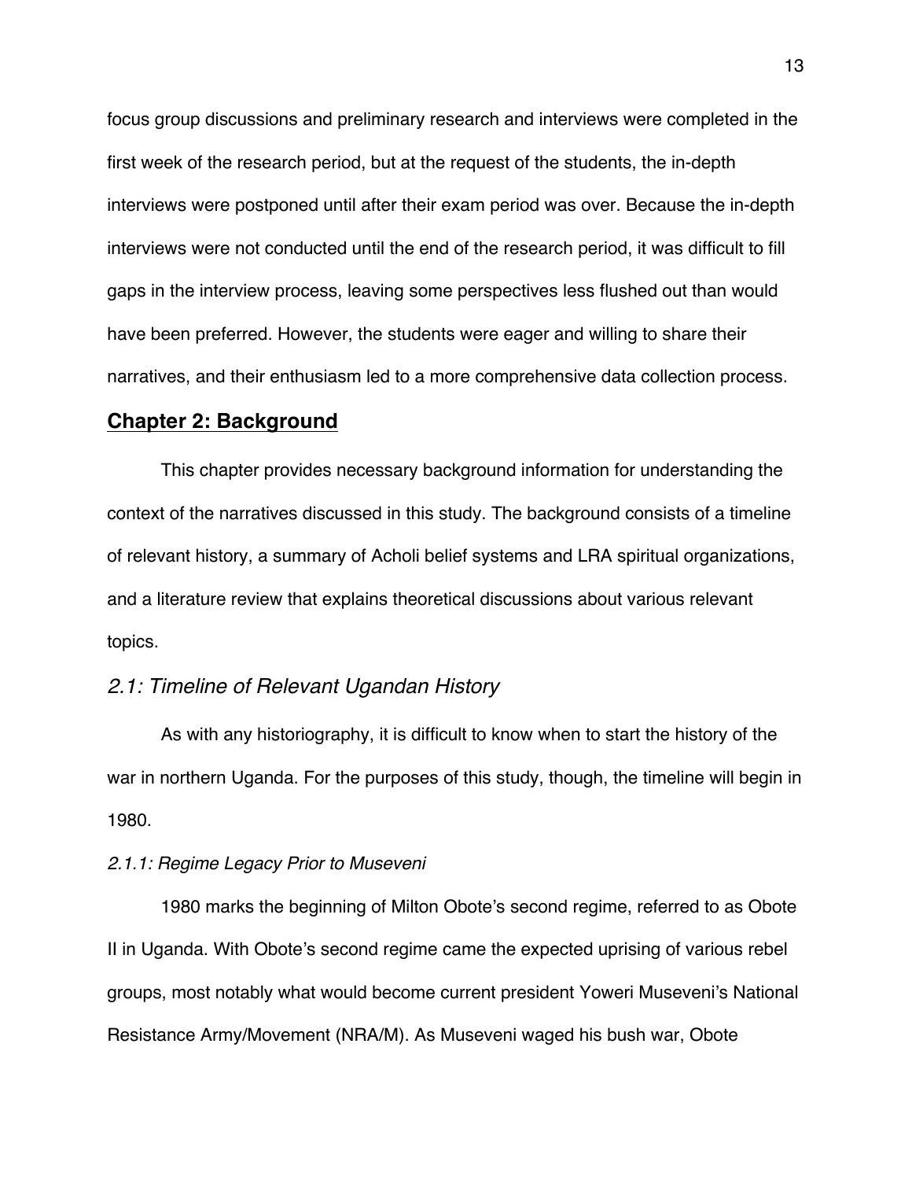focus group discussions and preliminary research and interviews were completed in the first week of the research period, but at the request of the students, the in-depth interviews were postponed until after their exam period was over. Because the in-depth interviews were not conducted until the end of the research period, it was difficult to fill gaps in the interview process, leaving some perspectives less flushed out than would have been preferred. However, the students were eager and willing to share their narratives, and their enthusiasm led to a more comprehensive data collection process.

## **Chapter 2: Background**

This chapter provides necessary background information for understanding the context of the narratives discussed in this study. The background consists of a timeline of relevant history, a summary of Acholi belief systems and LRA spiritual organizations, and a literature review that explains theoretical discussions about various relevant topics.

### *2.1: Timeline of Relevant Ugandan History*

As with any historiography, it is difficult to know when to start the history of the war in northern Uganda. For the purposes of this study, though, the timeline will begin in 1980.

#### *2.1.1: Regime Legacy Prior to Museveni*

1980 marks the beginning of Milton Obote's second regime, referred to as Obote II in Uganda. With Obote's second regime came the expected uprising of various rebel groups, most notably what would become current president Yoweri Museveni's National Resistance Army/Movement (NRA/M). As Museveni waged his bush war, Obote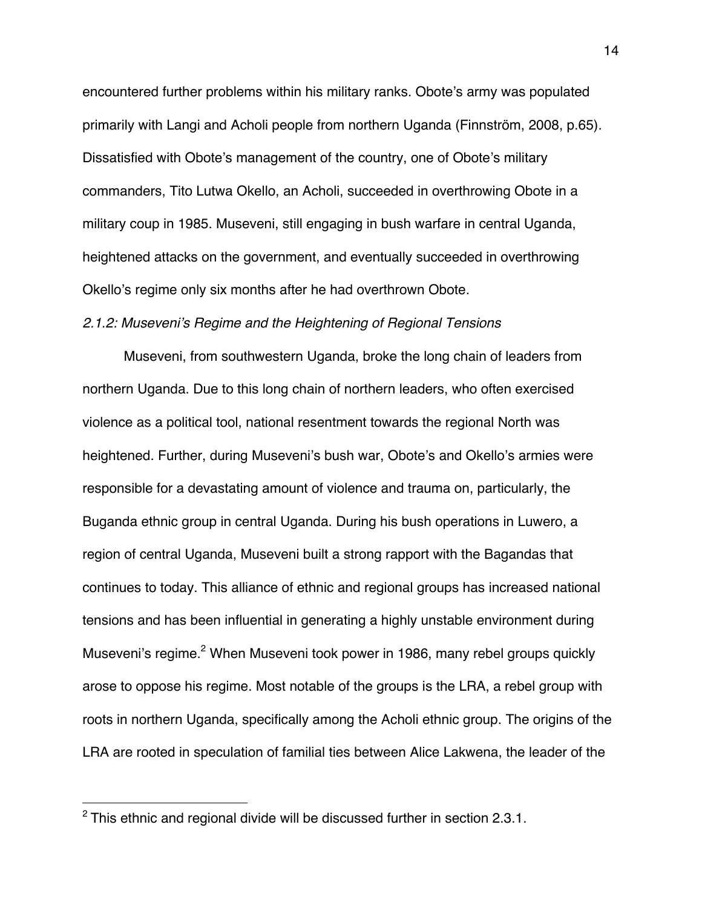encountered further problems within his military ranks. Obote's army was populated primarily with Langi and Acholi people from northern Uganda (Finnström, 2008, p.65). Dissatisfied with Obote's management of the country, one of Obote's military commanders, Tito Lutwa Okello, an Acholi, succeeded in overthrowing Obote in a military coup in 1985. Museveni, still engaging in bush warfare in central Uganda, heightened attacks on the government, and eventually succeeded in overthrowing Okello's regime only six months after he had overthrown Obote.

*2.1.2: Museveni's Regime and the Heightening of Regional Tensions*

Museveni, from southwestern Uganda, broke the long chain of leaders from northern Uganda. Due to this long chain of northern leaders, who often exercised violence as a political tool, national resentment towards the regional North was heightened. Further, during Museveni's bush war, Obote's and Okello's armies were responsible for a devastating amount of violence and trauma on, particularly, the Buganda ethnic group in central Uganda. During his bush operations in Luwero, a region of central Uganda, Museveni built a strong rapport with the Bagandas that continues to today. This alliance of ethnic and regional groups has increased national tensions and has been influential in generating a highly unstable environment during Museveni's regime.[2] When Museveni took power in 1986, many rebel groups quickly arose to oppose his regime. Most notable of the groups is the LRA, a rebel group with roots in northern Uganda, specifically among the Acholi ethnic group. The origins of the LRA are rooted in speculation of familial ties between Alice Lakwena, the leader of the

---

[2] This ethnic and regional divide will be discussed further in section 2.3.1.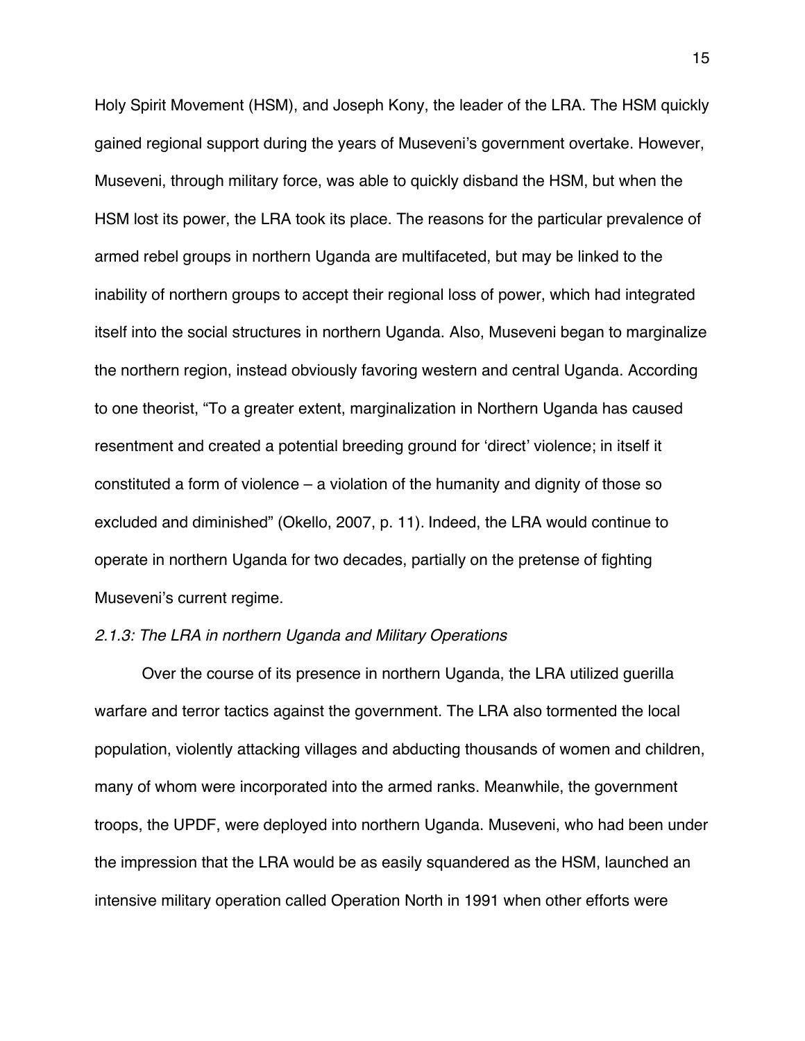Holy Spirit Movement (HSM), and Joseph Kony, the leader of the LRA. The HSM quickly gained regional support during the years of Museveni's government overtake. However, Museveni, through military force, was able to quickly disband the HSM, but when the HSM lost its power, the LRA took its place. The reasons for the particular prevalence of armed rebel groups in northern Uganda are multifaceted, but may be linked to the inability of northern groups to accept their regional loss of power, which had integrated itself into the social structures in northern Uganda. Also, Museveni began to marginalize the northern region, instead obviously favoring western and central Uganda. According to one theorist, "To a greater extent, marginalization in Northern Uganda has caused resentment and created a potential breeding ground for 'direct' violence; in itself it constituted a form of violence – a violation of the humanity and dignity of those so excluded and diminished" (Okello, 2007, p. 11). Indeed, the LRA would continue to operate in northern Uganda for two decades, partially on the pretense of fighting Museveni's current regime.

*2.1.3: The LRA in northern Uganda and Military Operations*

Over the course of its presence in northern Uganda, the LRA utilized guerilla warfare and terror tactics against the government. The LRA also tormented the local population, violently attacking villages and abducting thousands of women and children, many of whom were incorporated into the armed ranks. Meanwhile, the government troops, the UPDF, were deployed into northern Uganda. Museveni, who had been under the impression that the LRA would be as easily squandered as the HSM, launched an intensive military operation called Operation North in 1991 when other efforts were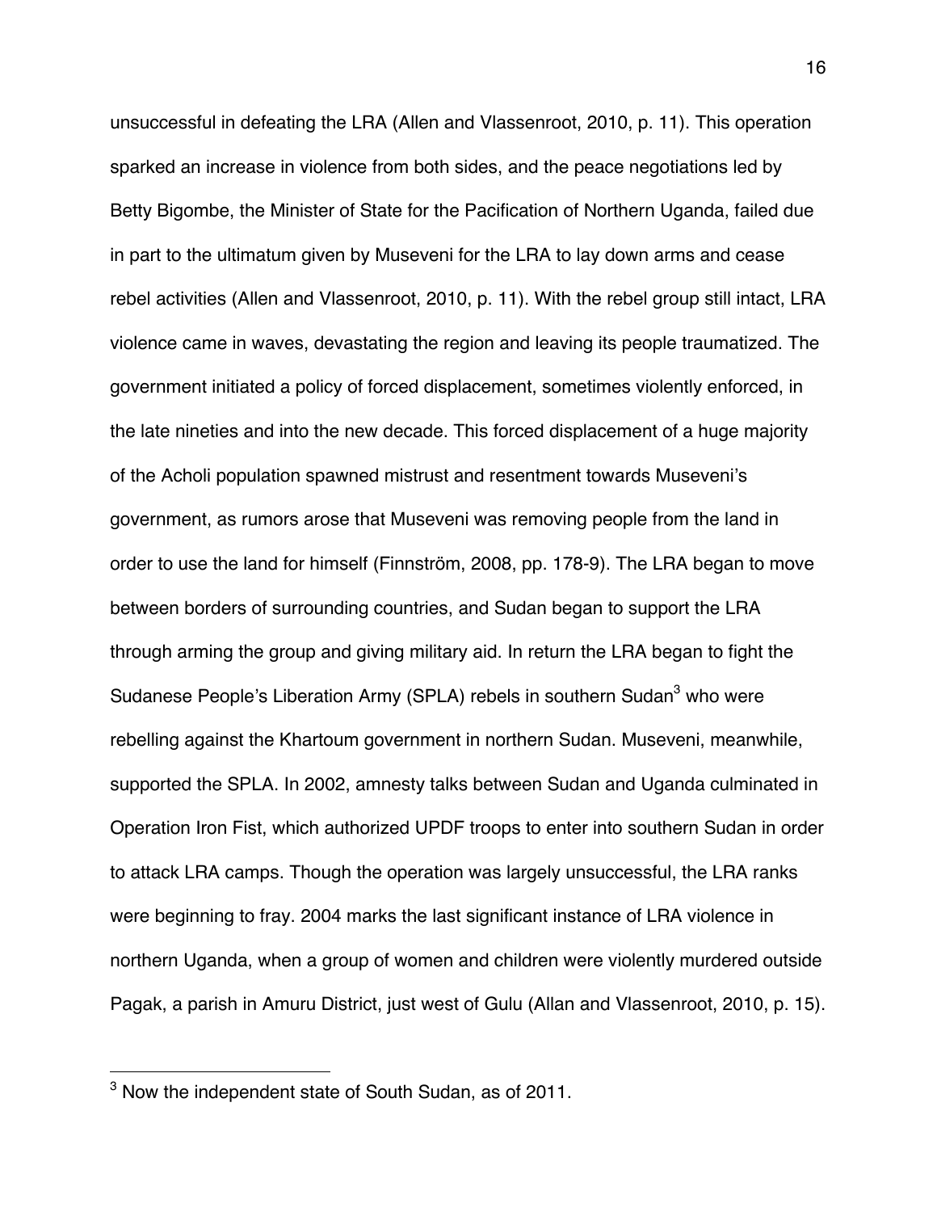unsuccessful in defeating the LRA (Allen and Vlassenroot, 2010, p. 11). This operation sparked an increase in violence from both sides, and the peace negotiations led by Betty Bigombe, the Minister of State for the Pacification of Northern Uganda, failed due in part to the ultimatum given by Museveni for the LRA to lay down arms and cease rebel activities (Allen and Vlassenroot, 2010, p. 11). With the rebel group still intact, LRA violence came in waves, devastating the region and leaving its people traumatized. The government initiated a policy of forced displacement, sometimes violently enforced, in the late nineties and into the new decade. This forced displacement of a huge majority of the Acholi population spawned mistrust and resentment towards Museveni's government, as rumors arose that Museveni was removing people from the land in order to use the land for himself (Finnström, 2008, pp. 178-9). The LRA began to move between borders of surrounding countries, and Sudan began to support the LRA through arming the group and giving military aid. In return the LRA began to fight the Sudanese People's Liberation Army (SPLA) rebels in southern Sudan[3] who were rebelling against the Khartoum government in northern Sudan. Museveni, meanwhile, supported the SPLA. In 2002, amnesty talks between Sudan and Uganda culminated in Operation Iron Fist, which authorized UPDF troops to enter into southern Sudan in order to attack LRA camps. Though the operation was largely unsuccessful, the LRA ranks were beginning to fray. 2004 marks the last significant instance of LRA violence in northern Uganda, when a group of women and children were violently murdered outside Pagak, a parish in Amuru District, just west of Gulu (Allan and Vlassenroot, 2010, p. 15).

---

[3] Now the independent state of South Sudan, as of 2011.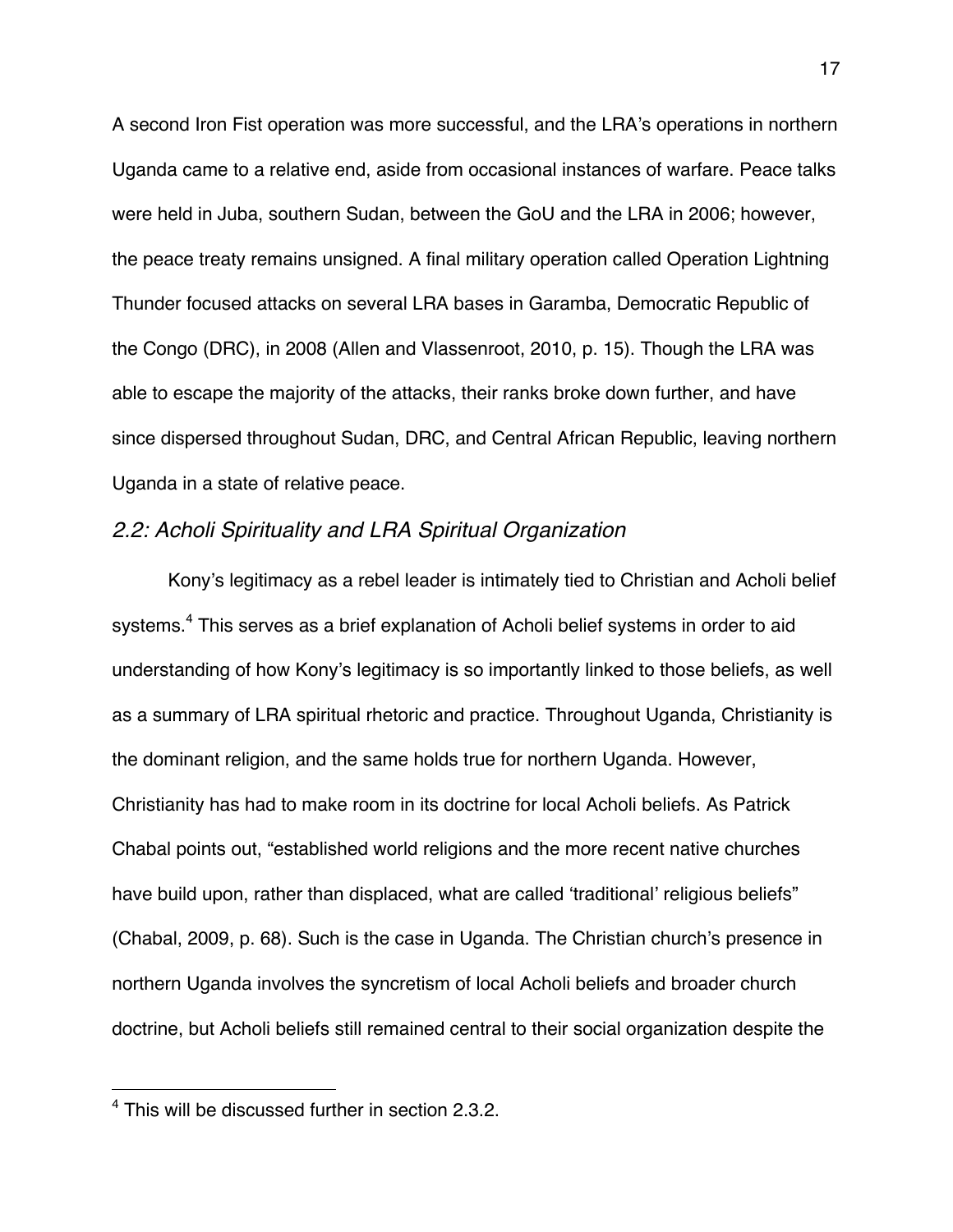A second Iron Fist operation was more successful, and the LRA's operations in northern Uganda came to a relative end, aside from occasional instances of warfare. Peace talks were held in Juba, southern Sudan, between the GoU and the LRA in 2006; however, the peace treaty remains unsigned. A final military operation called Operation Lightning Thunder focused attacks on several LRA bases in Garamba, Democratic Republic of the Congo (DRC), in 2008 (Allen and Vlassenroot, 2010, p. 15). Though the LRA was able to escape the majority of the attacks, their ranks broke down further, and have since dispersed throughout Sudan, DRC, and Central African Republic, leaving northern Uganda in a state of relative peace.

### *2.2: Acholi Spirituality and LRA Spiritual Organization*

Kony's legitimacy as a rebel leader is intimately tied to Christian and Acholi belief systems.[4] This serves as a brief explanation of Acholi belief systems in order to aid understanding of how Kony's legitimacy is so importantly linked to those beliefs, as well as a summary of LRA spiritual rhetoric and practice. Throughout Uganda, Christianity is the dominant religion, and the same holds true for northern Uganda. However, Christianity has had to make room in its doctrine for local Acholi beliefs. As Patrick Chabal points out, "established world religions and the more recent native churches have build upon, rather than displaced, what are called 'traditional' religious beliefs" (Chabal, 2009, p. 68). Such is the case in Uganda. The Christian church's presence in northern Uganda involves the syncretism of local Acholi beliefs and broader church doctrine, but Acholi beliefs still remained central to their social organization despite the

---

[4] This will be discussed further in section 2.3.2.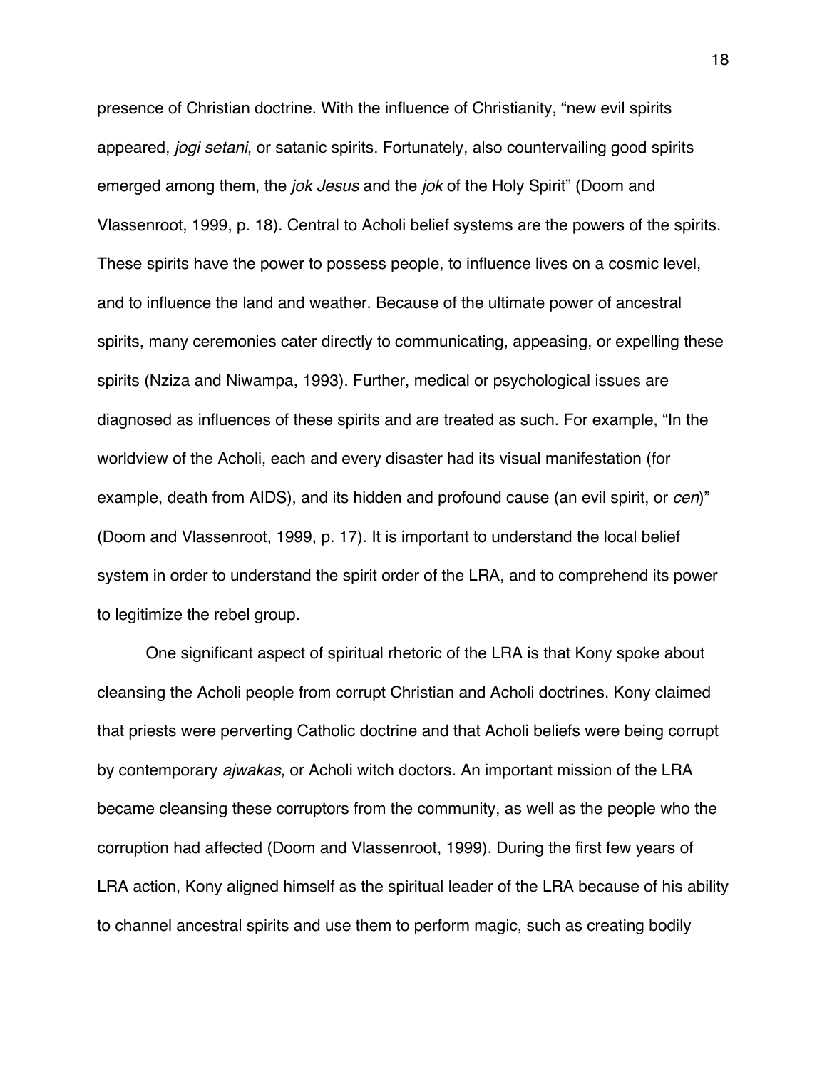presence of Christian doctrine. With the influence of Christianity, "new evil spirits appeared, *jogi setani*, or satanic spirits. Fortunately, also countervailing good spirits emerged among them, the *jok Jesus* and the *jok* of the Holy Spirit" (Doom and Vlassenroot, 1999, p. 18). Central to Acholi belief systems are the powers of the spirits. These spirits have the power to possess people, to influence lives on a cosmic level, and to influence the land and weather. Because of the ultimate power of ancestral spirits, many ceremonies cater directly to communicating, appeasing, or expelling these spirits (Nziza and Niwampa, 1993). Further, medical or psychological issues are diagnosed as influences of these spirits and are treated as such. For example, "In the worldview of the Acholi, each and every disaster had its visual manifestation (for example, death from AIDS), and its hidden and profound cause (an evil spirit, or *cen*)" (Doom and Vlassenroot, 1999, p. 17). It is important to understand the local belief system in order to understand the spirit order of the LRA, and to comprehend its power to legitimize the rebel group.

One significant aspect of spiritual rhetoric of the LRA is that Kony spoke about cleansing the Acholi people from corrupt Christian and Acholi doctrines. Kony claimed that priests were perverting Catholic doctrine and that Acholi beliefs were being corrupt by contemporary *ajwakas,* or Acholi witch doctors. An important mission of the LRA became cleansing these corruptors from the community, as well as the people who the corruption had affected (Doom and Vlassenroot, 1999). During the first few years of LRA action, Kony aligned himself as the spiritual leader of the LRA because of his ability to channel ancestral spirits and use them to perform magic, such as creating bodily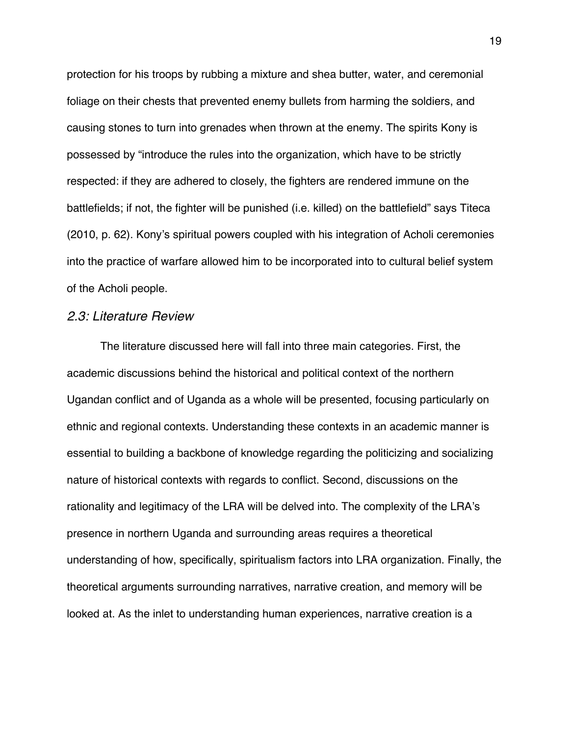protection for his troops by rubbing a mixture and shea butter, water, and ceremonial foliage on their chests that prevented enemy bullets from harming the soldiers, and causing stones to turn into grenades when thrown at the enemy. The spirits Kony is possessed by "introduce the rules into the organization, which have to be strictly respected: if they are adhered to closely, the fighters are rendered immune on the battlefields; if not, the fighter will be punished (i.e. killed) on the battlefield" says Titeca (2010, p. 62). Kony's spiritual powers coupled with his integration of Acholi ceremonies into the practice of warfare allowed him to be incorporated into to cultural belief system of the Acholi people.

### *2.3: Literature Review*

The literature discussed here will fall into three main categories. First, the academic discussions behind the historical and political context of the northern Ugandan conflict and of Uganda as a whole will be presented, focusing particularly on ethnic and regional contexts. Understanding these contexts in an academic manner is essential to building a backbone of knowledge regarding the politicizing and socializing nature of historical contexts with regards to conflict. Second, discussions on the rationality and legitimacy of the LRA will be delved into. The complexity of the LRA's presence in northern Uganda and surrounding areas requires a theoretical understanding of how, specifically, spiritualism factors into LRA organization. Finally, the theoretical arguments surrounding narratives, narrative creation, and memory will be looked at. As the inlet to understanding human experiences, narrative creation is a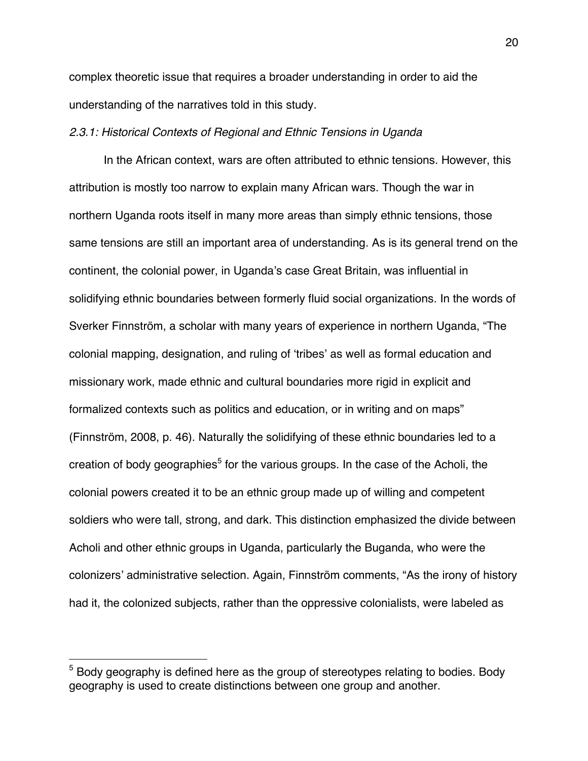complex theoretic issue that requires a broader understanding in order to aid the understanding of the narratives told in this study.

*2.3.1: Historical Contexts of Regional and Ethnic Tensions in Uganda*

In the African context, wars are often attributed to ethnic tensions. However, this attribution is mostly too narrow to explain many African wars. Though the war in northern Uganda roots itself in many more areas than simply ethnic tensions, those same tensions are still an important area of understanding. As is its general trend on the continent, the colonial power, in Uganda's case Great Britain, was influential in solidifying ethnic boundaries between formerly fluid social organizations. In the words of Sverker Finnström, a scholar with many years of experience in northern Uganda, "The colonial mapping, designation, and ruling of 'tribes' as well as formal education and missionary work, made ethnic and cultural boundaries more rigid in explicit and formalized contexts such as politics and education, or in writing and on maps" (Finnström, 2008, p. 46). Naturally the solidifying of these ethnic boundaries led to a creation of body geographies[5] for the various groups. In the case of the Acholi, the colonial powers created it to be an ethnic group made up of willing and competent soldiers who were tall, strong, and dark. This distinction emphasized the divide between Acholi and other ethnic groups in Uganda, particularly the Buganda, who were the colonizers' administrative selection. Again, Finnström comments, "As the irony of history had it, the colonized subjects, rather than the oppressive colonialists, were labeled as

---

[5] Body geography is defined here as the group of stereotypes relating to bodies. Body geography is used to create distinctions between one group and another.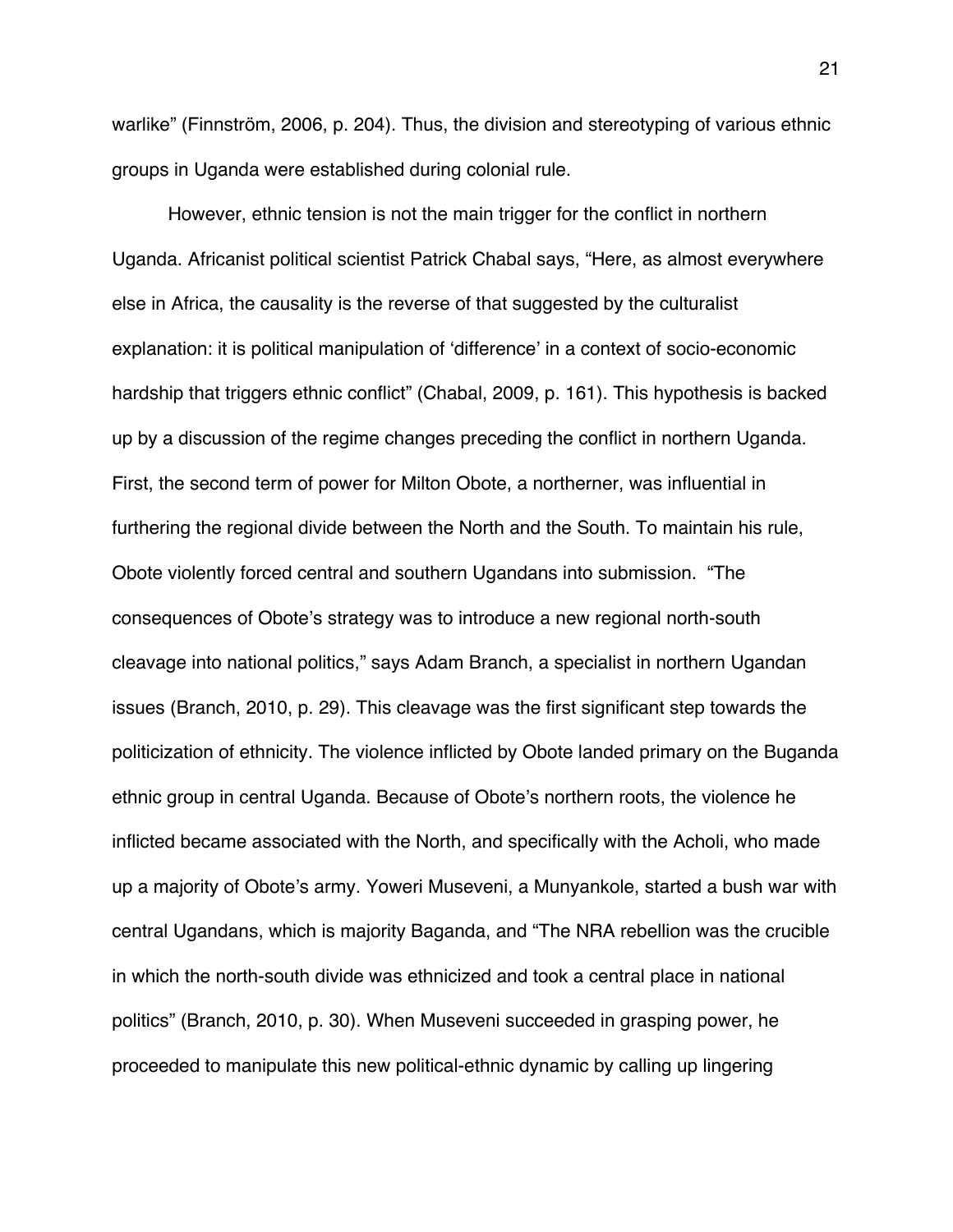warlike" (Finnström, 2006, p. 204). Thus, the division and stereotyping of various ethnic groups in Uganda were established during colonial rule.

However, ethnic tension is not the main trigger for the conflict in northern Uganda. Africanist political scientist Patrick Chabal says, "Here, as almost everywhere else in Africa, the causality is the reverse of that suggested by the culturalist explanation: it is political manipulation of 'difference' in a context of socio-economic hardship that triggers ethnic conflict" (Chabal, 2009, p. 161). This hypothesis is backed up by a discussion of the regime changes preceding the conflict in northern Uganda. First, the second term of power for Milton Obote, a northerner, was influential in furthering the regional divide between the North and the South. To maintain his rule, Obote violently forced central and southern Ugandans into submission. "The consequences of Obote's strategy was to introduce a new regional north-south cleavage into national politics," says Adam Branch, a specialist in northern Ugandan issues (Branch, 2010, p. 29). This cleavage was the first significant step towards the politicization of ethnicity. The violence inflicted by Obote landed primary on the Buganda ethnic group in central Uganda. Because of Obote's northern roots, the violence he inflicted became associated with the North, and specifically with the Acholi, who made up a majority of Obote's army. Yoweri Museveni, a Munyankole, started a bush war with central Ugandans, which is majority Baganda, and "The NRA rebellion was the crucible in which the north-south divide was ethnicized and took a central place in national politics" (Branch, 2010, p. 30). When Museveni succeeded in grasping power, he proceeded to manipulate this new political-ethnic dynamic by calling up lingering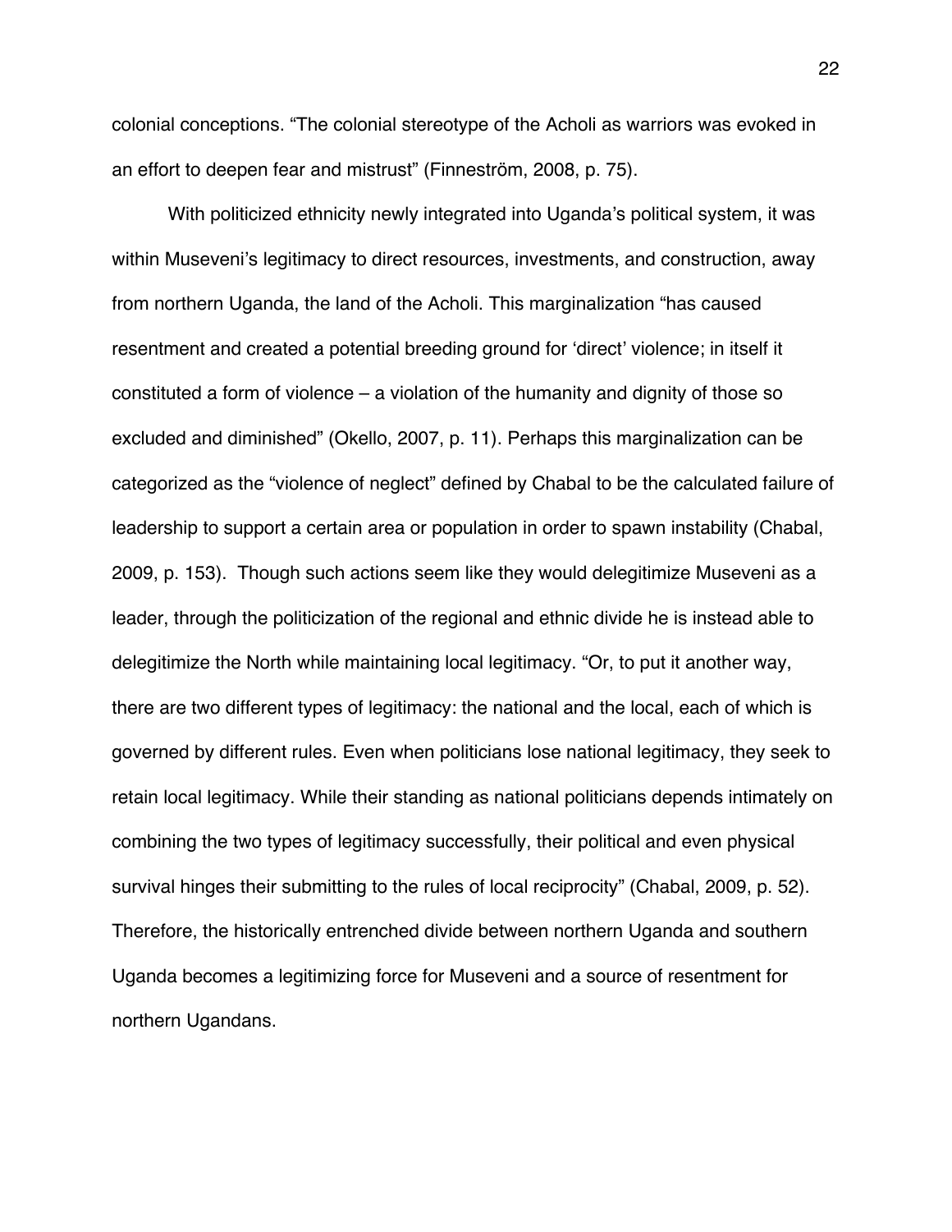colonial conceptions. “The colonial stereotype of the Acholi as warriors was evoked in an effort to deepen fear and mistrust” (Finnström, 2008, p. 75).

With politicized ethnicity newly integrated into Uganda’s political system, it was within Museveni’s legitimacy to direct resources, investments, and construction, away from northern Uganda, the land of the Acholi. This marginalization “has caused resentment and created a potential breeding ground for ‘direct’ violence; in itself it constituted a form of violence – a violation of the humanity and dignity of those so excluded and diminished” (Okello, 2007, p. 11). Perhaps this marginalization can be categorized as the “violence of neglect” defined by Chabal to be the calculated failure of leadership to support a certain area or population in order to spawn instability (Chabal, 2009, p. 153). Though such actions seem like they would delegitimize Museveni as a leader, through the politicization of the regional and ethnic divide he is instead able to delegitimize the North while maintaining local legitimacy. “Or, to put it another way, there are two different types of legitimacy: the national and the local, each of which is governed by different rules. Even when politicians lose national legitimacy, they seek to retain local legitimacy. While their standing as national politicians depends intimately on combining the two types of legitimacy successfully, their political and even physical survival hinges their submitting to the rules of local reciprocity” (Chabal, 2009, p. 52). Therefore, the historically entrenched divide between northern Uganda and southern Uganda becomes a legitimizing force for Museveni and a source of resentment for northern Ugandans.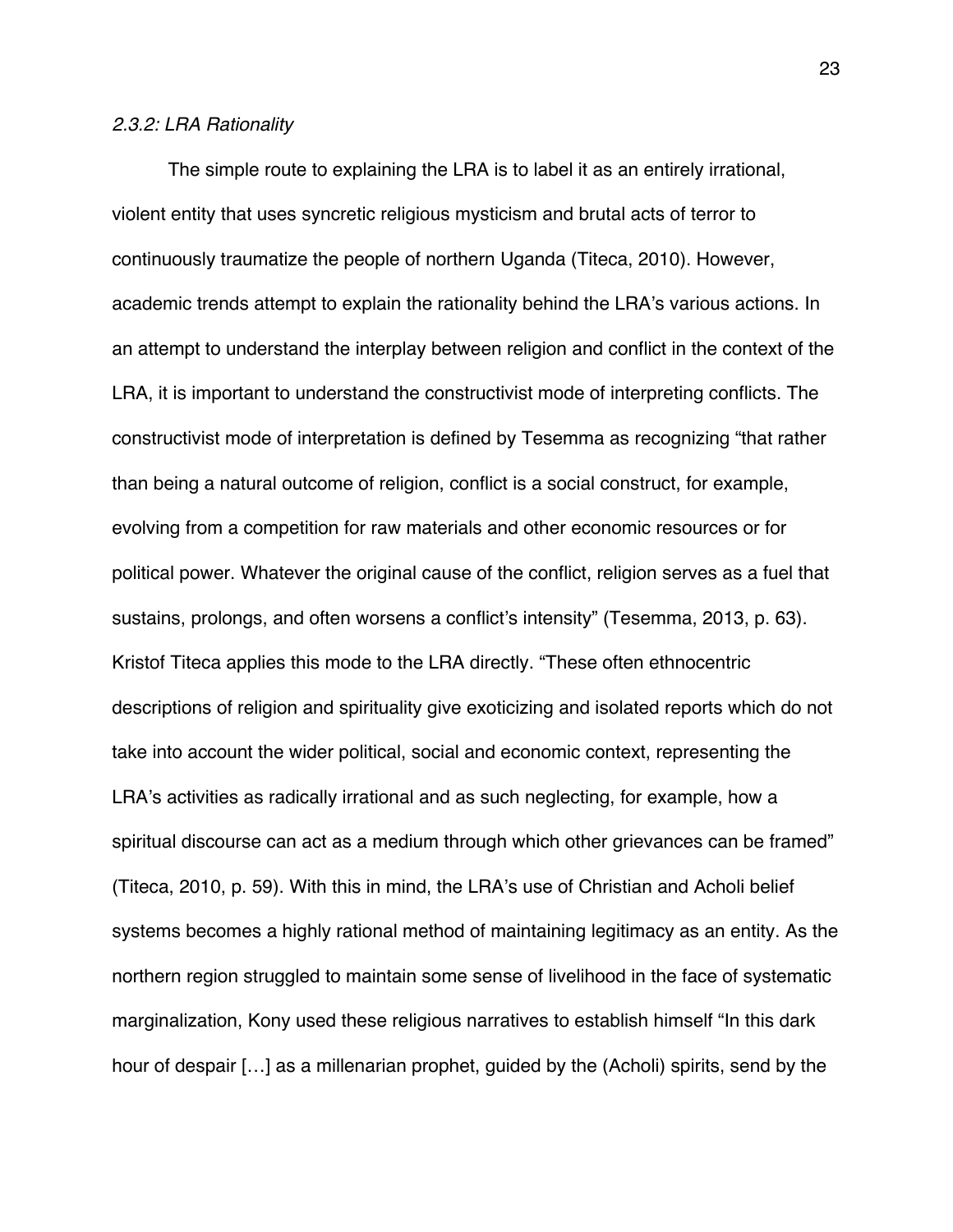### *2.3.2: LRA Rationality*

The simple route to explaining the LRA is to label it as an entirely irrational, violent entity that uses syncretic religious mysticism and brutal acts of terror to continuously traumatize the people of northern Uganda (Titeca, 2010). However, academic trends attempt to explain the rationality behind the LRA's various actions. In an attempt to understand the interplay between religion and conflict in the context of the LRA, it is important to understand the constructivist mode of interpreting conflicts. The constructivist mode of interpretation is defined by Tesemma as recognizing "that rather than being a natural outcome of religion, conflict is a social construct, for example, evolving from a competition for raw materials and other economic resources or for political power. Whatever the original cause of the conflict, religion serves as a fuel that sustains, prolongs, and often worsens a conflict's intensity" (Tesemma, 2013, p. 63). Kristof Titeca applies this mode to the LRA directly. "These often ethnocentric descriptions of religion and spirituality give exoticizing and isolated reports which do not take into account the wider political, social and economic context, representing the LRA's activities as radically irrational and as such neglecting, for example, how a spiritual discourse can act as a medium through which other grievances can be framed" (Titeca, 2010, p. 59). With this in mind, the LRA's use of Christian and Acholi belief systems becomes a highly rational method of maintaining legitimacy as an entity. As the northern region struggled to maintain some sense of livelihood in the face of systematic marginalization, Kony used these religious narratives to establish himself "In this dark hour of despair […] as a millenarian prophet, guided by the (Acholi) spirits, send by the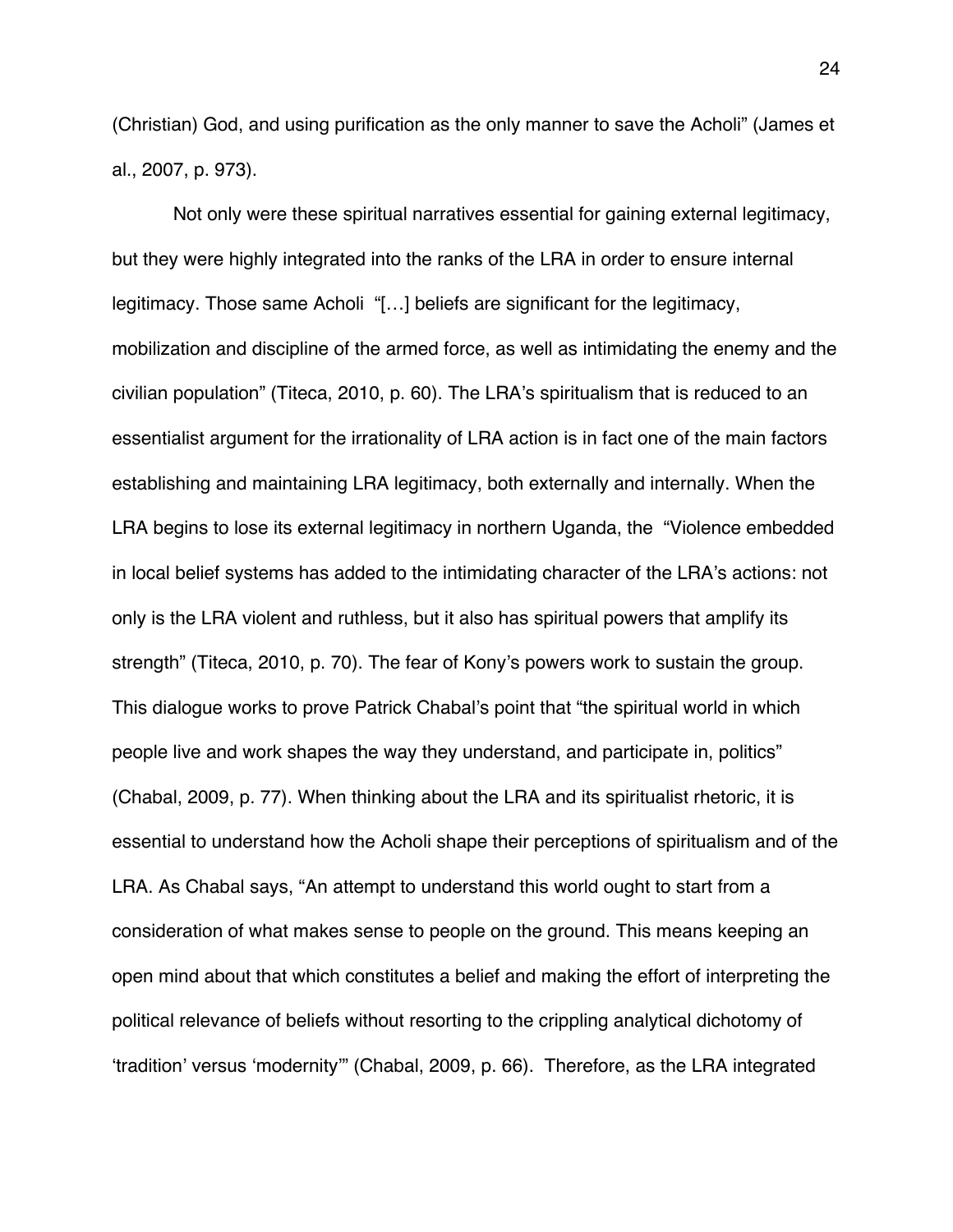(Christian) God, and using purification as the only manner to save the Acholi" (James et al., 2007, p. 973).

Not only were these spiritual narratives essential for gaining external legitimacy, but they were highly integrated into the ranks of the LRA in order to ensure internal legitimacy. Those same Acholi "[…] beliefs are significant for the legitimacy, mobilization and discipline of the armed force, as well as intimidating the enemy and the civilian population" (Titeca, 2010, p. 60). The LRA's spiritualism that is reduced to an essentialist argument for the irrationality of LRA action is in fact one of the main factors establishing and maintaining LRA legitimacy, both externally and internally. When the LRA begins to lose its external legitimacy in northern Uganda, the "Violence embedded in local belief systems has added to the intimidating character of the LRA's actions: not only is the LRA violent and ruthless, but it also has spiritual powers that amplify its strength" (Titeca, 2010, p. 70). The fear of Kony's powers work to sustain the group. This dialogue works to prove Patrick Chabal's point that "the spiritual world in which people live and work shapes the way they understand, and participate in, politics" (Chabal, 2009, p. 77). When thinking about the LRA and its spiritualist rhetoric, it is essential to understand how the Acholi shape their perceptions of spiritualism and of the LRA. As Chabal says, "An attempt to understand this world ought to start from a consideration of what makes sense to people on the ground. This means keeping an open mind about that which constitutes a belief and making the effort of interpreting the political relevance of beliefs without resorting to the crippling analytical dichotomy of 'tradition' versus 'modernity'" (Chabal, 2009, p. 66). Therefore, as the LRA integrated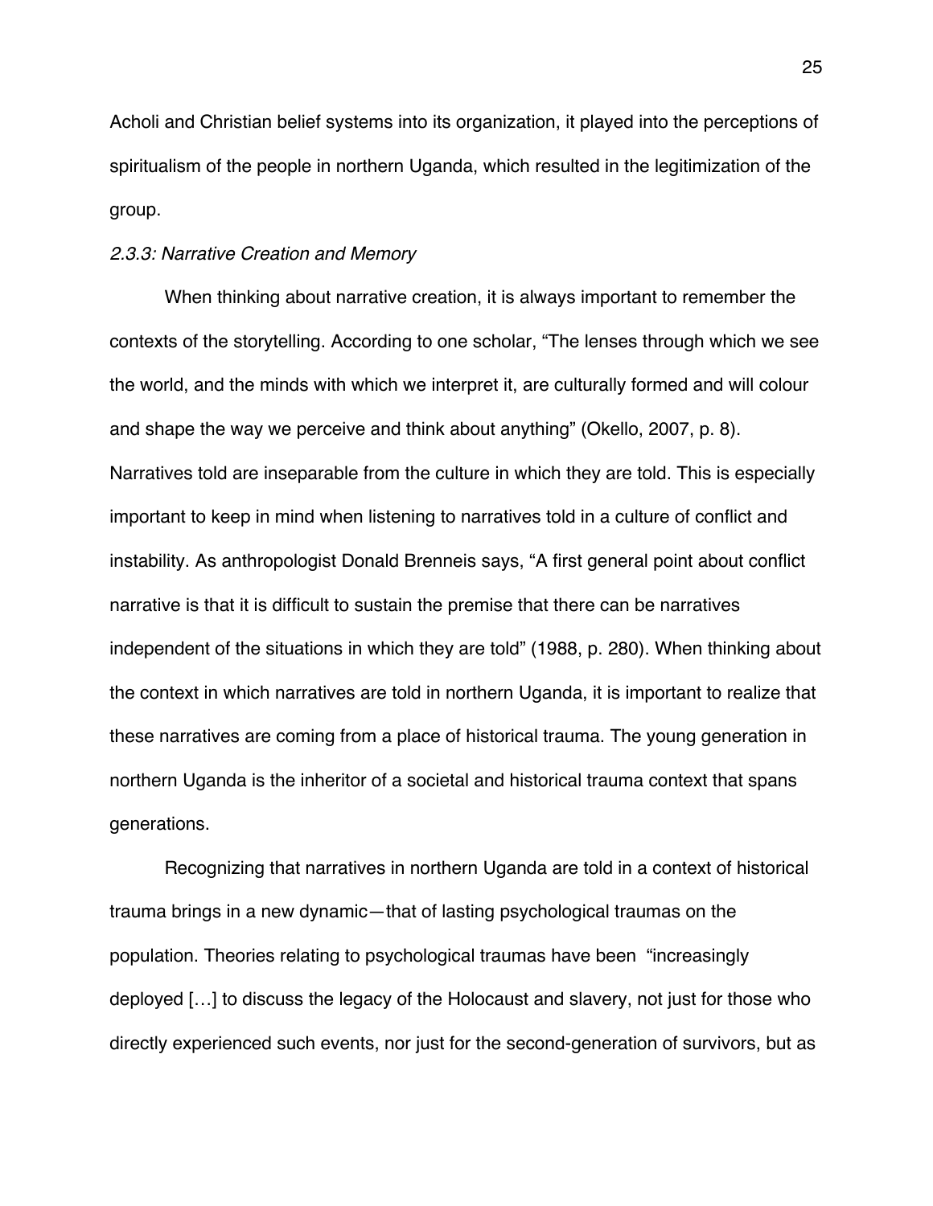Acholi and Christian belief systems into its organization, it played into the perceptions of spiritualism of the people in northern Uganda, which resulted in the legitimization of the group.

*2.3.3: Narrative Creation and Memory*

When thinking about narrative creation, it is always important to remember the contexts of the storytelling. According to one scholar, "The lenses through which we see the world, and the minds with which we interpret it, are culturally formed and will colour and shape the way we perceive and think about anything" (Okello, 2007, p. 8). Narratives told are inseparable from the culture in which they are told. This is especially important to keep in mind when listening to narratives told in a culture of conflict and instability. As anthropologist Donald Brenneis says, "A first general point about conflict narrative is that it is difficult to sustain the premise that there can be narratives independent of the situations in which they are told" (1988, p. 280). When thinking about the context in which narratives are told in northern Uganda, it is important to realize that these narratives are coming from a place of historical trauma. The young generation in northern Uganda is the inheritor of a societal and historical trauma context that spans generations.

Recognizing that narratives in northern Uganda are told in a context of historical trauma brings in a new dynamic—that of lasting psychological traumas on the population. Theories relating to psychological traumas have been "increasingly deployed […] to discuss the legacy of the Holocaust and slavery, not just for those who directly experienced such events, nor just for the second-generation of survivors, but as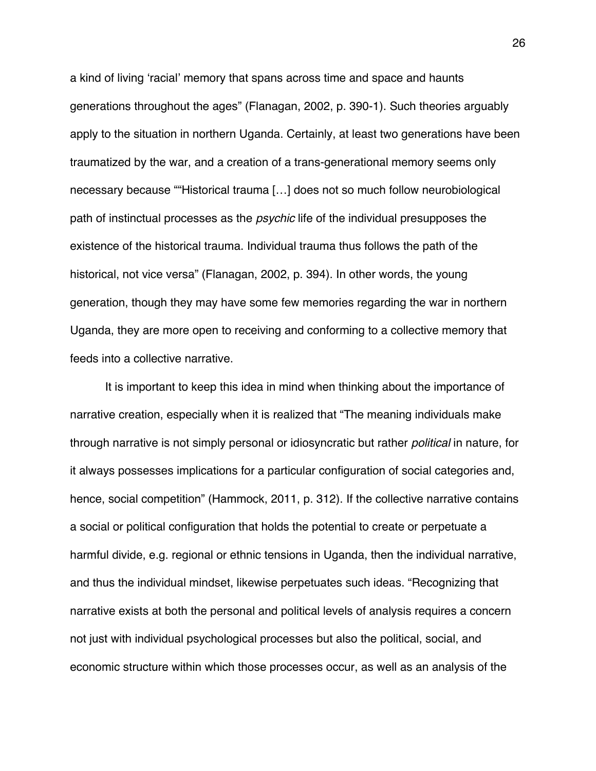a kind of living 'racial' memory that spans across time and space and haunts generations throughout the ages" (Flanagan, 2002, p. 390-1). Such theories arguably apply to the situation in northern Uganda. Certainly, at least two generations have been traumatized by the war, and a creation of a trans-generational memory seems only necessary because ""Historical trauma […] does not so much follow neurobiological path of instinctual processes as the *psychic* life of the individual presupposes the existence of the historical trauma. Individual trauma thus follows the path of the historical, not vice versa" (Flanagan, 2002, p. 394). In other words, the young generation, though they may have some few memories regarding the war in northern Uganda, they are more open to receiving and conforming to a collective memory that feeds into a collective narrative.

It is important to keep this idea in mind when thinking about the importance of narrative creation, especially when it is realized that "The meaning individuals make through narrative is not simply personal or idiosyncratic but rather *political* in nature, for it always possesses implications for a particular configuration of social categories and, hence, social competition" (Hammock, 2011, p. 312). If the collective narrative contains a social or political configuration that holds the potential to create or perpetuate a harmful divide, e.g. regional or ethnic tensions in Uganda, then the individual narrative, and thus the individual mindset, likewise perpetuates such ideas. "Recognizing that narrative exists at both the personal and political levels of analysis requires a concern not just with individual psychological processes but also the political, social, and economic structure within which those processes occur, as well as an analysis of the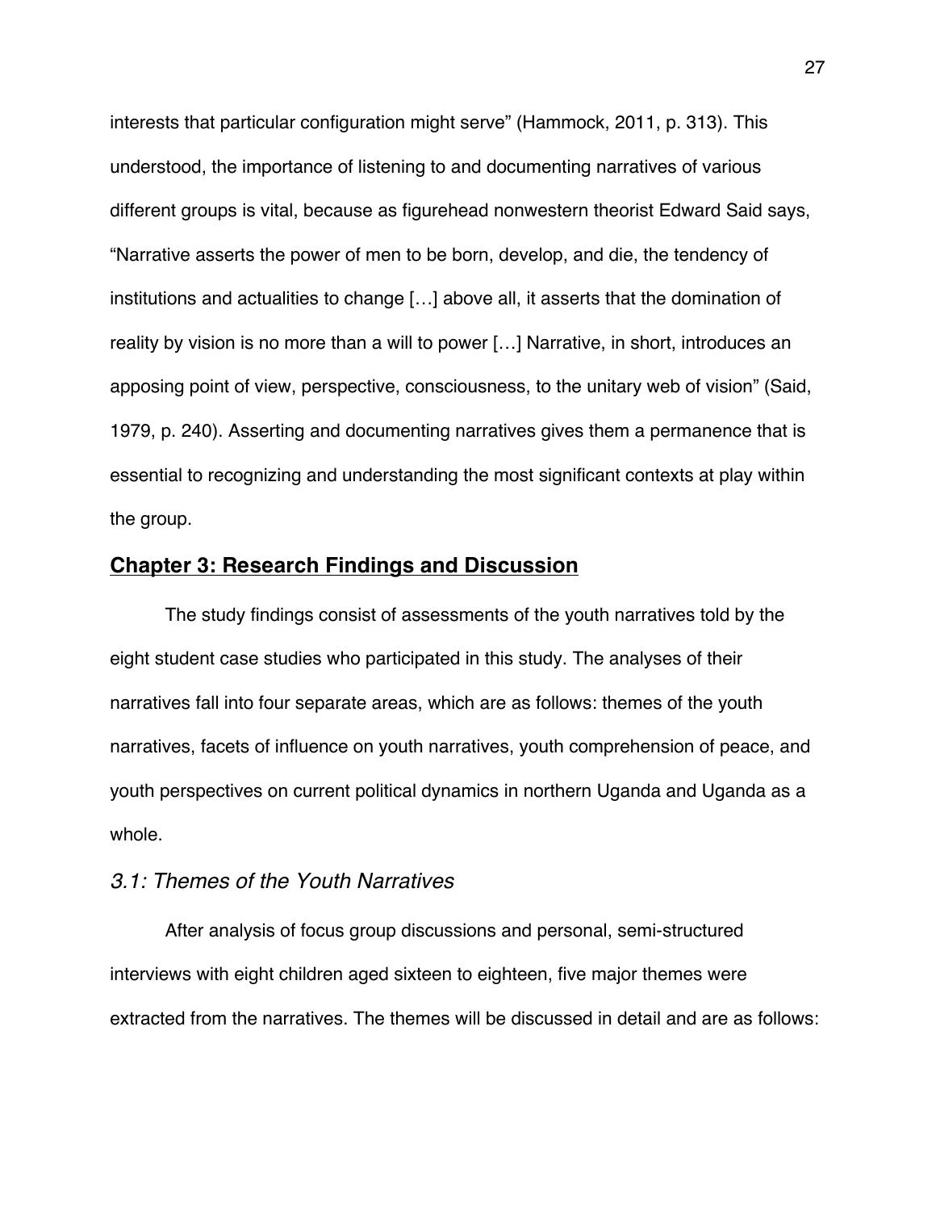interests that particular configuration might serve" (Hammock, 2011, p. 313). This understood, the importance of listening to and documenting narratives of various different groups is vital, because as figurehead nonwestern theorist Edward Said says, "Narrative asserts the power of men to be born, develop, and die, the tendency of institutions and actualities to change […] above all, it asserts that the domination of reality by vision is no more than a will to power […] Narrative, in short, introduces an apposing point of view, perspective, consciousness, to the unitary web of vision" (Said, 1979, p. 240). Asserting and documenting narratives gives them a permanence that is essential to recognizing and understanding the most significant contexts at play within the group.

## Chapter 3: Research Findings and Discussion

The study findings consist of assessments of the youth narratives told by the eight student case studies who participated in this study. The analyses of their narratives fall into four separate areas, which are as follows: themes of the youth narratives, facets of influence on youth narratives, youth comprehension of peace, and youth perspectives on current political dynamics in northern Uganda and Uganda as a whole.

### *3.1: Themes of the Youth Narratives*

After analysis of focus group discussions and personal, semi-structured interviews with eight children aged sixteen to eighteen, five major themes were extracted from the narratives. The themes will be discussed in detail and are as follows: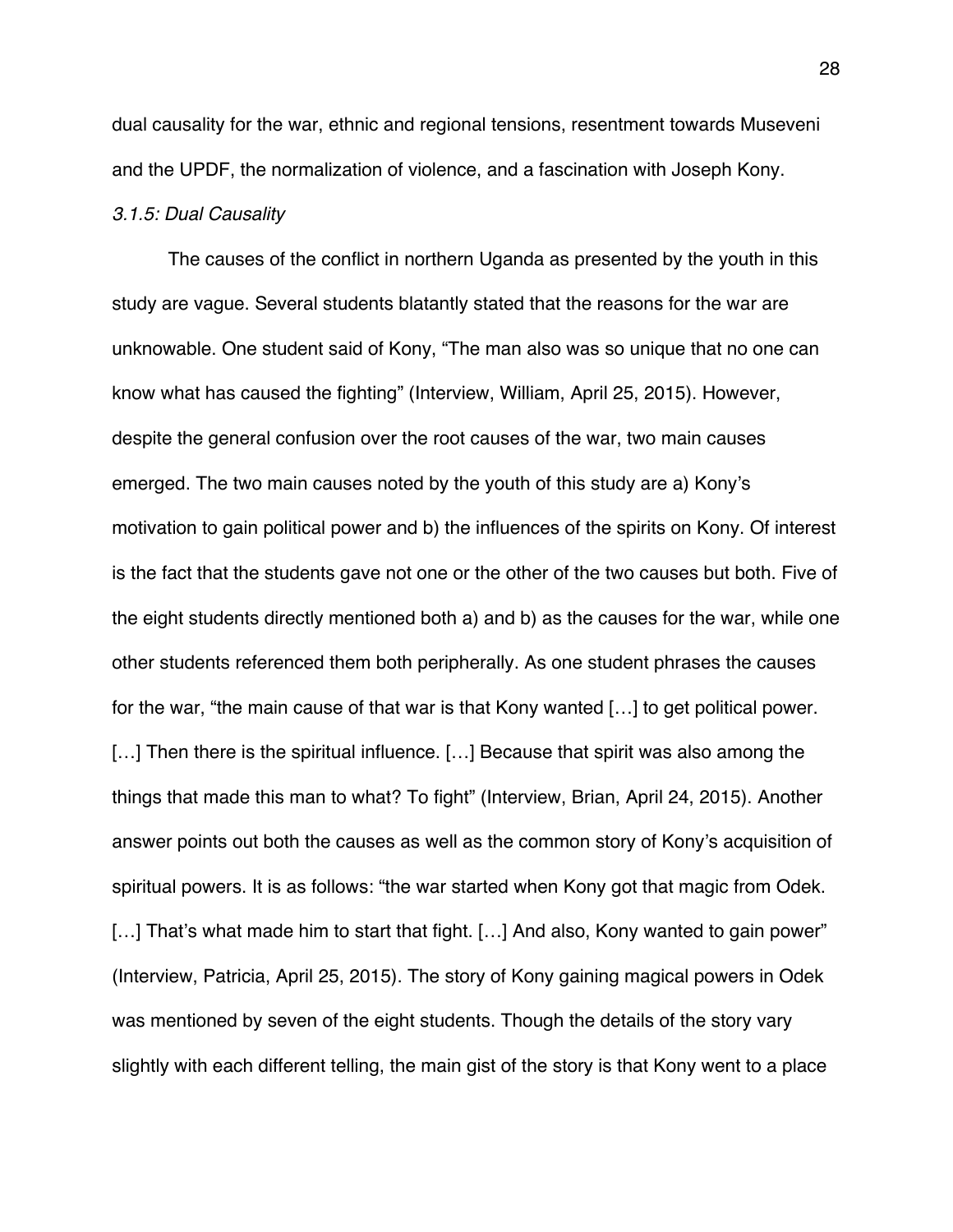dual causality for the war, ethnic and regional tensions, resentment towards Museveni and the UPDF, the normalization of violence, and a fascination with Joseph Kony.

### *3.1.5: Dual Causality*

The causes of the conflict in northern Uganda as presented by the youth in this study are vague. Several students blatantly stated that the reasons for the war are unknowable. One student said of Kony, "The man also was so unique that no one can know what has caused the fighting" (Interview, William, April 25, 2015). However, despite the general confusion over the root causes of the war, two main causes emerged. The two main causes noted by the youth of this study are a) Kony's motivation to gain political power and b) the influences of the spirits on Kony. Of interest is the fact that the students gave not one or the other of the two causes but both. Five of the eight students directly mentioned both a) and b) as the causes for the war, while one other students referenced them both peripherally. As one student phrases the causes for the war, "the main cause of that war is that Kony wanted […] to get political power. […] Then there is the spiritual influence. […] Because that spirit was also among the things that made this man to what? To fight" (Interview, Brian, April 24, 2015). Another answer points out both the causes as well as the common story of Kony's acquisition of spiritual powers. It is as follows: "the war started when Kony got that magic from Odek. […] That's what made him to start that fight. […] And also, Kony wanted to gain power" (Interview, Patricia, April 25, 2015). The story of Kony gaining magical powers in Odek was mentioned by seven of the eight students. Though the details of the story vary slightly with each different telling, the main gist of the story is that Kony went to a place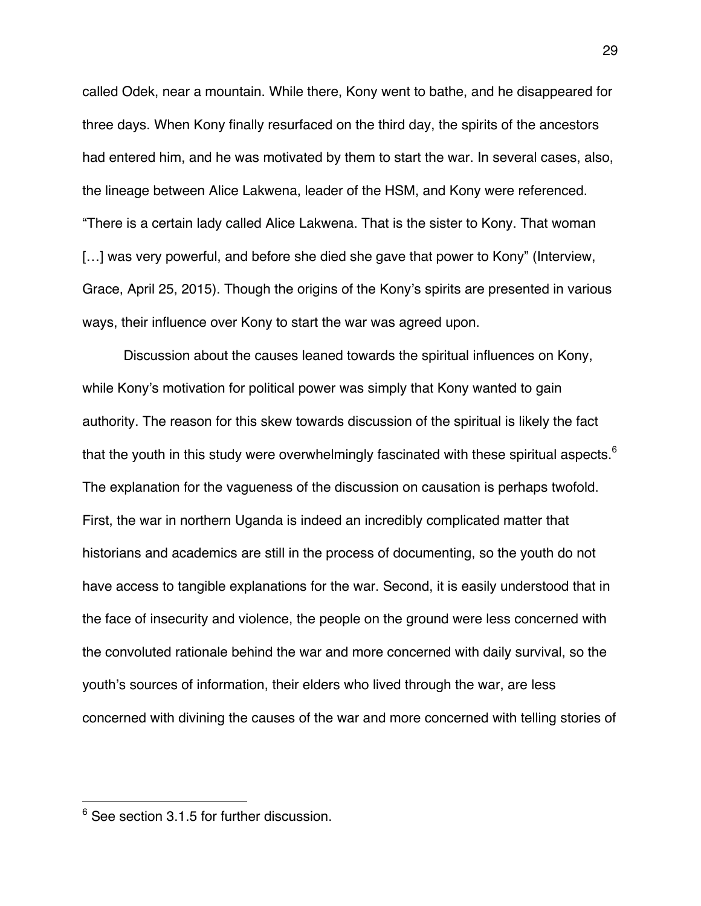called Odek, near a mountain. While there, Kony went to bathe, and he disappeared for three days. When Kony finally resurfaced on the third day, the spirits of the ancestors had entered him, and he was motivated by them to start the war. In several cases, also, the lineage between Alice Lakwena, leader of the HSM, and Kony were referenced. "There is a certain lady called Alice Lakwena. That is the sister to Kony. That woman […] was very powerful, and before she died she gave that power to Kony" (Interview, Grace, April 25, 2015). Though the origins of the Kony's spirits are presented in various ways, their influence over Kony to start the war was agreed upon.

Discussion about the causes leaned towards the spiritual influences on Kony, while Kony's motivation for political power was simply that Kony wanted to gain authority. The reason for this skew towards discussion of the spiritual is likely the fact that the youth in this study were overwhelmingly fascinated with these spiritual aspects.[6] The explanation for the vagueness of the discussion on causation is perhaps twofold. First, the war in northern Uganda is indeed an incredibly complicated matter that historians and academics are still in the process of documenting, so the youth do not have access to tangible explanations for the war. Second, it is easily understood that in the face of insecurity and violence, the people on the ground were less concerned with the convoluted rationale behind the war and more concerned with daily survival, so the youth's sources of information, their elders who lived through the war, are less concerned with divining the causes of the war and more concerned with telling stories of

---

[6] See section 3.1.5 for further discussion.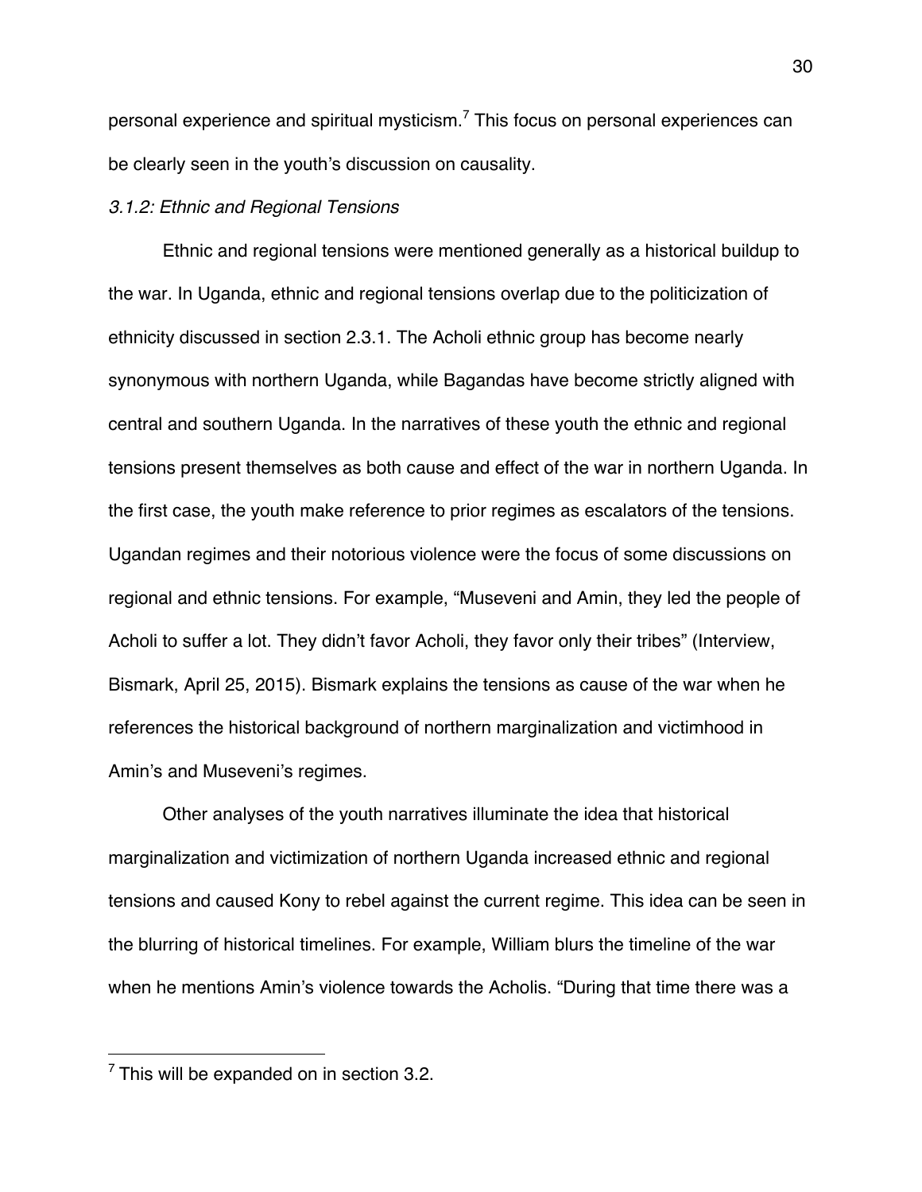personal experience and spiritual mysticism.[7] This focus on personal experiences can be clearly seen in the youth's discussion on causality.

### *3.1.2: Ethnic and Regional Tensions*

Ethnic and regional tensions were mentioned generally as a historical buildup to the war. In Uganda, ethnic and regional tensions overlap due to the politicization of ethnicity discussed in section 2.3.1. The Acholi ethnic group has become nearly synonymous with northern Uganda, while Bagandas have become strictly aligned with central and southern Uganda. In the narratives of these youth the ethnic and regional tensions present themselves as both cause and effect of the war in northern Uganda. In the first case, the youth make reference to prior regimes as escalators of the tensions. Ugandan regimes and their notorious violence were the focus of some discussions on regional and ethnic tensions. For example, "Museveni and Amin, they led the people of Acholi to suffer a lot. They didn't favor Acholi, they favor only their tribes" (Interview, Bismark, April 25, 2015). Bismark explains the tensions as cause of the war when he references the historical background of northern marginalization and victimhood in Amin's and Museveni's regimes.

Other analyses of the youth narratives illuminate the idea that historical marginalization and victimization of northern Uganda increased ethnic and regional tensions and caused Kony to rebel against the current regime. This idea can be seen in the blurring of historical timelines. For example, William blurs the timeline of the war when he mentions Amin's violence towards the Acholis. "During that time there was a

---

[7] This will be expanded on in section 3.2.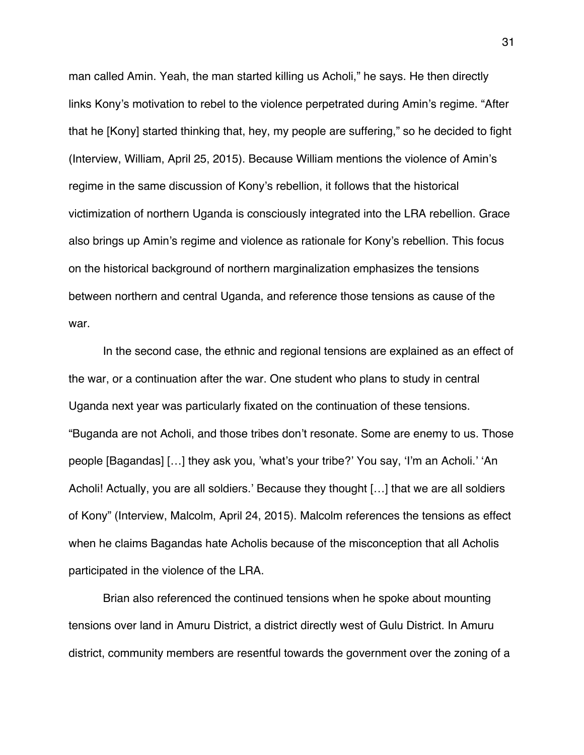man called Amin. Yeah, the man started killing us Acholi," he says. He then directly links Kony's motivation to rebel to the violence perpetrated during Amin's regime. "After that he [Kony] started thinking that, hey, my people are suffering," so he decided to fight (Interview, William, April 25, 2015). Because William mentions the violence of Amin's regime in the same discussion of Kony's rebellion, it follows that the historical victimization of northern Uganda is consciously integrated into the LRA rebellion. Grace also brings up Amin's regime and violence as rationale for Kony's rebellion. This focus on the historical background of northern marginalization emphasizes the tensions between northern and central Uganda, and reference those tensions as cause of the war.

In the second case, the ethnic and regional tensions are explained as an effect of the war, or a continuation after the war. One student who plans to study in central Uganda next year was particularly fixated on the continuation of these tensions. "Buganda are not Acholi, and those tribes don't resonate. Some are enemy to us. Those people [Bagandas] […] they ask you, 'what's your tribe?' You say, 'I'm an Acholi.' 'An Acholi! Actually, you are all soldiers.' Because they thought […] that we are all soldiers of Kony" (Interview, Malcolm, April 24, 2015). Malcolm references the tensions as effect when he claims Bagandas hate Acholis because of the misconception that all Acholis participated in the violence of the LRA.

Brian also referenced the continued tensions when he spoke about mounting tensions over land in Amuru District, a district directly west of Gulu District. In Amuru district, community members are resentful towards the government over the zoning of a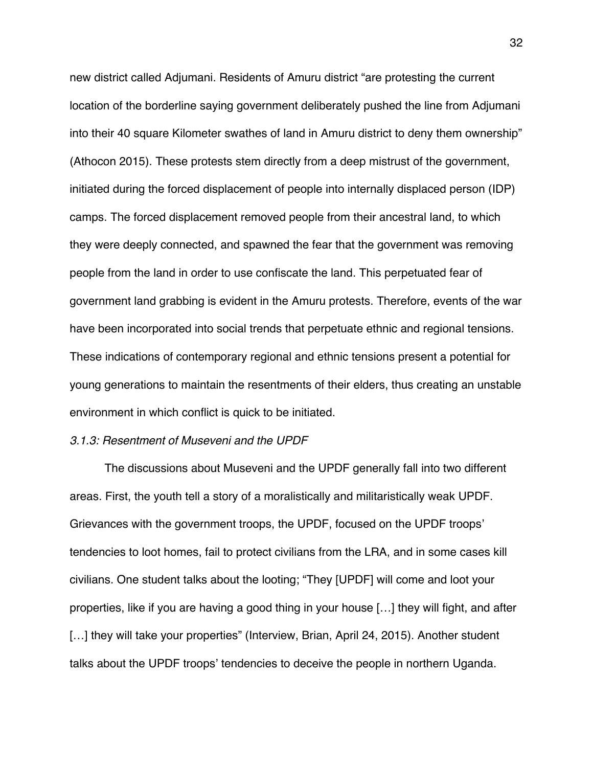new district called Adjumani. Residents of Amuru district "are protesting the current location of the borderline saying government deliberately pushed the line from Adjumani into their 40 square Kilometer swathes of land in Amuru district to deny them ownership" (Athocon 2015). These protests stem directly from a deep mistrust of the government, initiated during the forced displacement of people into internally displaced person (IDP) camps. The forced displacement removed people from their ancestral land, to which they were deeply connected, and spawned the fear that the government was removing people from the land in order to use confiscate the land. This perpetuated fear of government land grabbing is evident in the Amuru protests. Therefore, events of the war have been incorporated into social trends that perpetuate ethnic and regional tensions. These indications of contemporary regional and ethnic tensions present a potential for young generations to maintain the resentments of their elders, thus creating an unstable environment in which conflict is quick to be initiated.

### *3.1.3: Resentment of Museveni and the UPDF*

The discussions about Museveni and the UPDF generally fall into two different areas. First, the youth tell a story of a moralistically and militaristically weak UPDF. Grievances with the government troops, the UPDF, focused on the UPDF troops' tendencies to loot homes, fail to protect civilians from the LRA, and in some cases kill civilians. One student talks about the looting; "They [UPDF] will come and loot your properties, like if you are having a good thing in your house […] they will fight, and after […] they will take your properties" (Interview, Brian, April 24, 2015). Another student talks about the UPDF troops' tendencies to deceive the people in northern Uganda.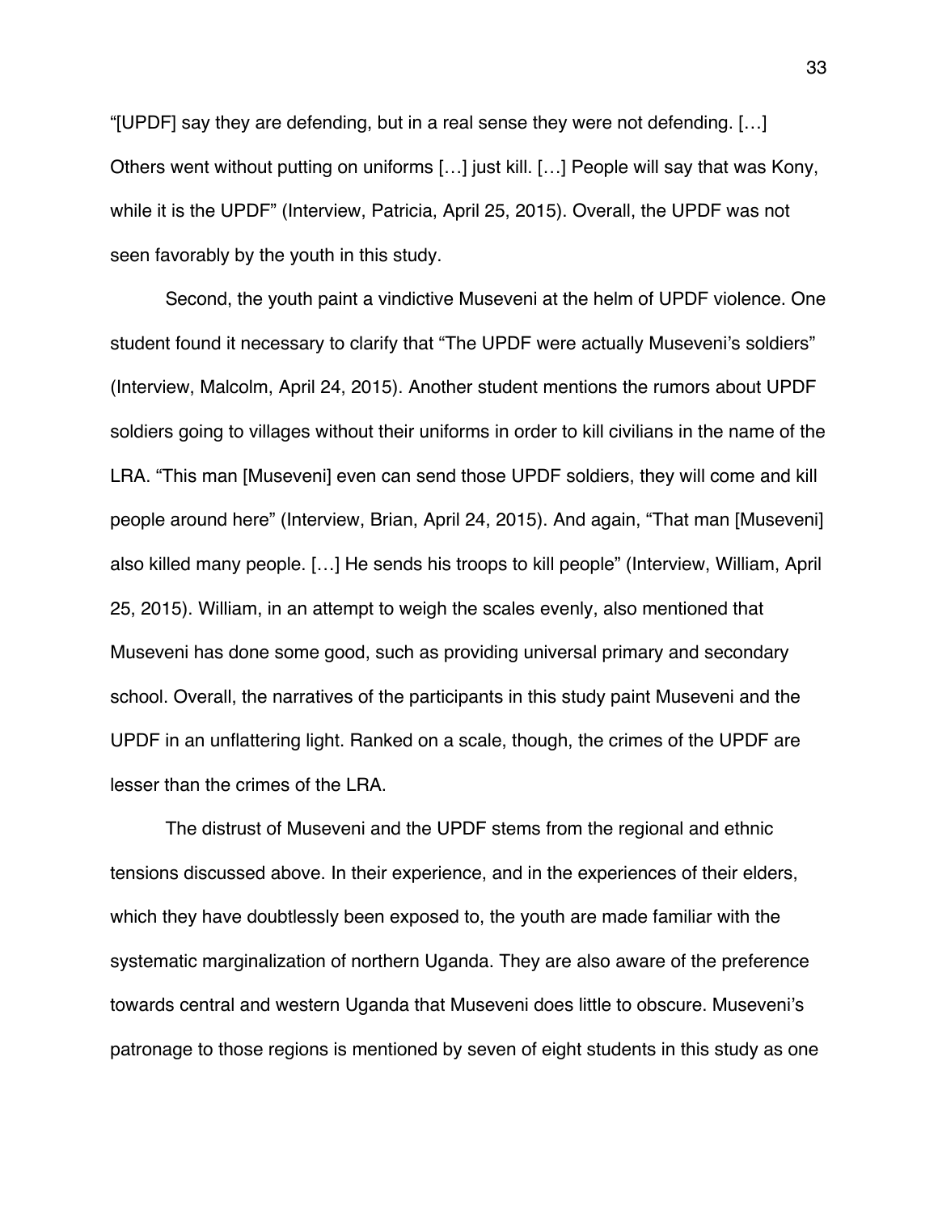"[UPDF] say they are defending, but in a real sense they were not defending. […] Others went without putting on uniforms […] just kill. […] People will say that was Kony, while it is the UPDF" (Interview, Patricia, April 25, 2015). Overall, the UPDF was not seen favorably by the youth in this study.

Second, the youth paint a vindictive Museveni at the helm of UPDF violence. One student found it necessary to clarify that "The UPDF were actually Museveni's soldiers" (Interview, Malcolm, April 24, 2015). Another student mentions the rumors about UPDF soldiers going to villages without their uniforms in order to kill civilians in the name of the LRA. "This man [Museveni] even can send those UPDF soldiers, they will come and kill people around here" (Interview, Brian, April 24, 2015). And again, "That man [Museveni] also killed many people. […] He sends his troops to kill people" (Interview, William, April 25, 2015). William, in an attempt to weigh the scales evenly, also mentioned that Museveni has done some good, such as providing universal primary and secondary school. Overall, the narratives of the participants in this study paint Museveni and the UPDF in an unflattering light. Ranked on a scale, though, the crimes of the UPDF are lesser than the crimes of the LRA.

The distrust of Museveni and the UPDF stems from the regional and ethnic tensions discussed above. In their experience, and in the experiences of their elders, which they have doubtlessly been exposed to, the youth are made familiar with the systematic marginalization of northern Uganda. They are also aware of the preference towards central and western Uganda that Museveni does little to obscure. Museveni's patronage to those regions is mentioned by seven of eight students in this study as one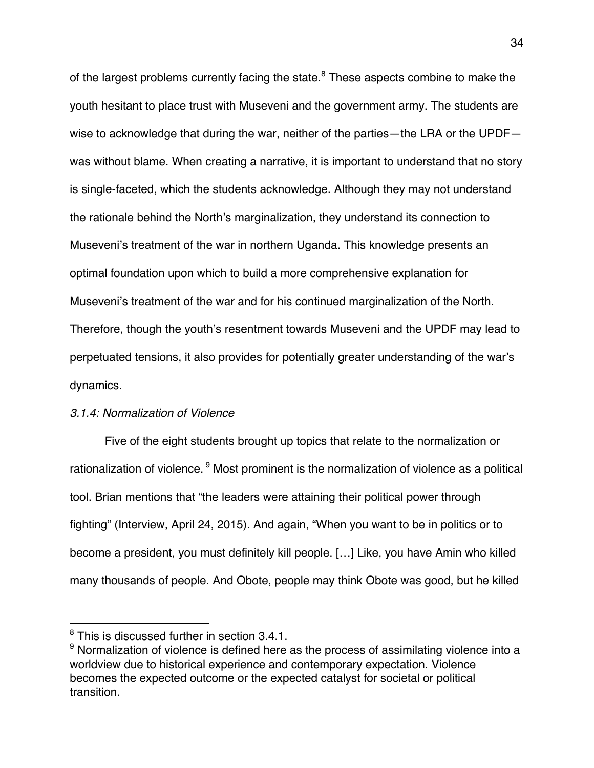of the largest problems currently facing the state.[8] These aspects combine to make the youth hesitant to place trust with Museveni and the government army. The students are wise to acknowledge that during the war, neither of the parties—the LRA or the UPDF—was without blame. When creating a narrative, it is important to understand that no story is single-faceted, which the students acknowledge. Although they may not understand the rationale behind the North's marginalization, they understand its connection to Museveni's treatment of the war in northern Uganda. This knowledge presents an optimal foundation upon which to build a more comprehensive explanation for Museveni's treatment of the war and for his continued marginalization of the North. Therefore, though the youth's resentment towards Museveni and the UPDF may lead to perpetuated tensions, it also provides for potentially greater understanding of the war's dynamics.

*3.1.4: Normalization of Violence*

Five of the eight students brought up topics that relate to the normalization or rationalization of violence. [9] Most prominent is the normalization of violence as a political tool. Brian mentions that "the leaders were attaining their political power through fighting" (Interview, April 24, 2015). And again, "When you want to be in politics or to become a president, you must definitely kill people. […] Like, you have Amin who killed many thousands of people. And Obote, people may think Obote was good, but he killed

---

[8] This is discussed further in section 3.4.1.

[9] Normalization of violence is defined here as the process of assimilating violence into a worldview due to historical experience and contemporary expectation. Violence becomes the expected outcome or the expected catalyst for societal or political transition.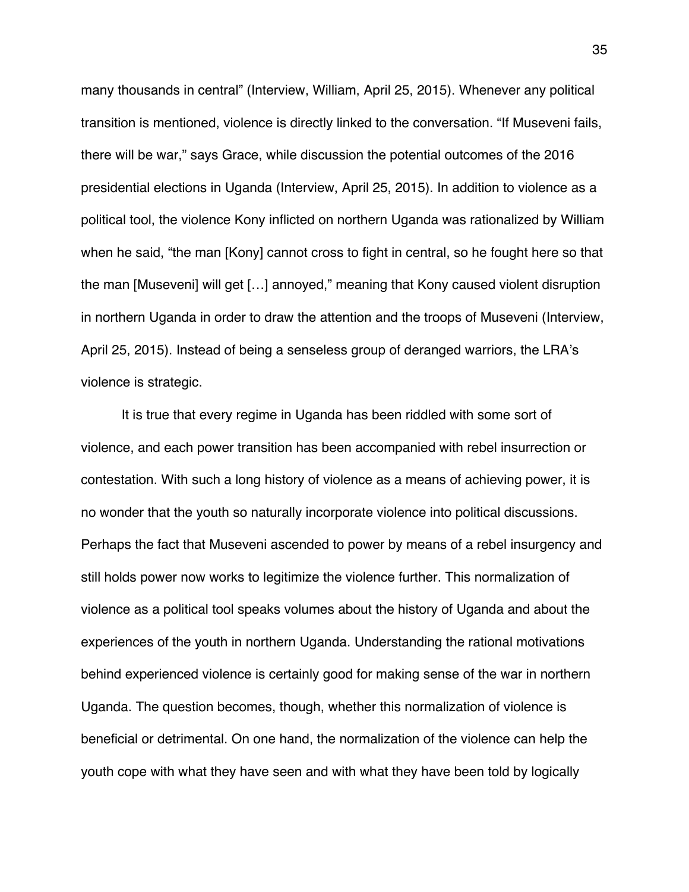many thousands in central" (Interview, William, April 25, 2015). Whenever any political transition is mentioned, violence is directly linked to the conversation. "If Museveni fails, there will be war," says Grace, while discussion the potential outcomes of the 2016 presidential elections in Uganda (Interview, April 25, 2015). In addition to violence as a political tool, the violence Kony inflicted on northern Uganda was rationalized by William when he said, "the man [Kony] cannot cross to fight in central, so he fought here so that the man [Museveni] will get […] annoyed," meaning that Kony caused violent disruption in northern Uganda in order to draw the attention and the troops of Museveni (Interview, April 25, 2015). Instead of being a senseless group of deranged warriors, the LRA's violence is strategic.

It is true that every regime in Uganda has been riddled with some sort of violence, and each power transition has been accompanied with rebel insurrection or contestation. With such a long history of violence as a means of achieving power, it is no wonder that the youth so naturally incorporate violence into political discussions. Perhaps the fact that Museveni ascended to power by means of a rebel insurgency and still holds power now works to legitimize the violence further. This normalization of violence as a political tool speaks volumes about the history of Uganda and about the experiences of the youth in northern Uganda. Understanding the rational motivations behind experienced violence is certainly good for making sense of the war in northern Uganda. The question becomes, though, whether this normalization of violence is beneficial or detrimental. On one hand, the normalization of the violence can help the youth cope with what they have seen and with what they have been told by logically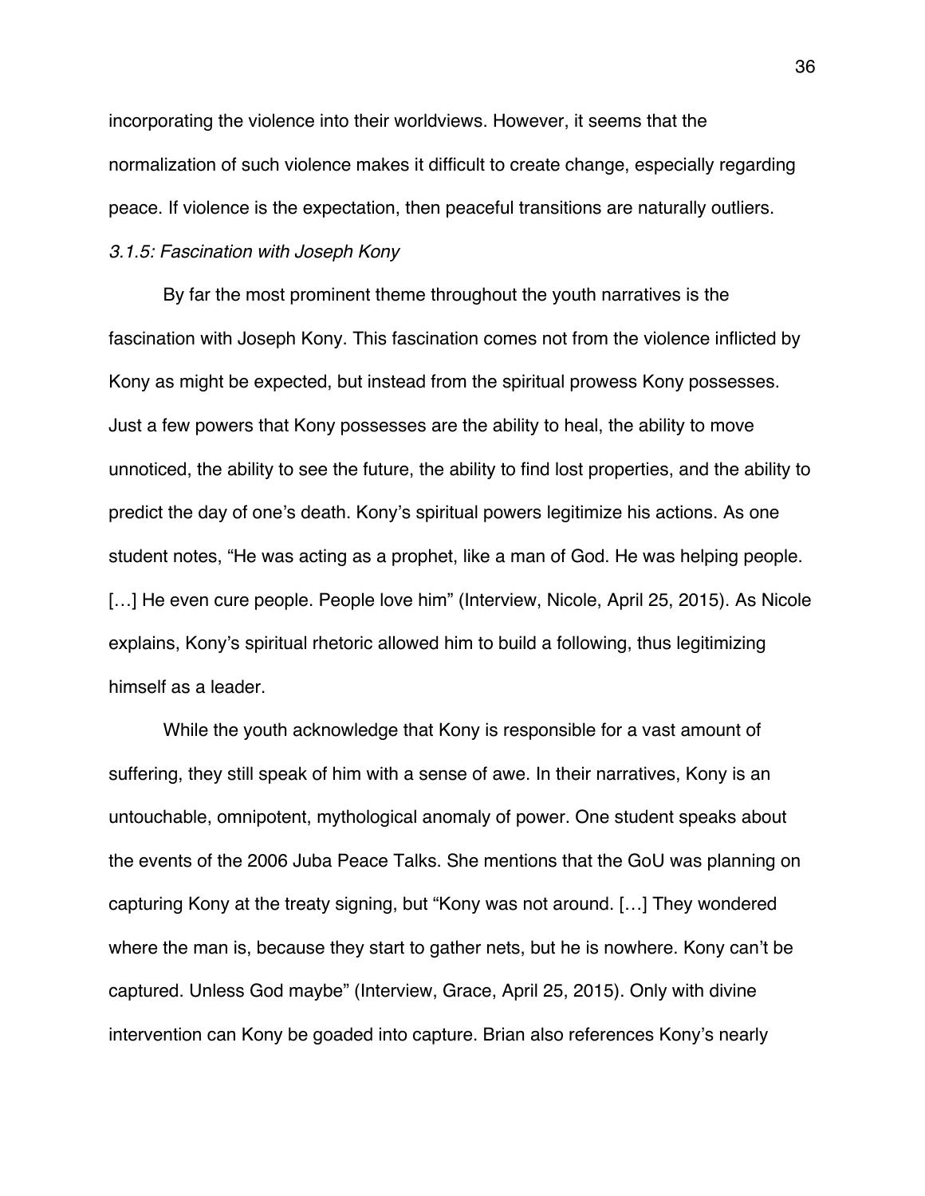incorporating the violence into their worldviews. However, it seems that the normalization of such violence makes it difficult to create change, especially regarding peace. If violence is the expectation, then peaceful transitions are naturally outliers.

*3.1.5: Fascination with Joseph Kony*

By far the most prominent theme throughout the youth narratives is the fascination with Joseph Kony. This fascination comes not from the violence inflicted by Kony as might be expected, but instead from the spiritual prowess Kony possesses. Just a few powers that Kony possesses are the ability to heal, the ability to move unnoticed, the ability to see the future, the ability to find lost properties, and the ability to predict the day of one's death. Kony's spiritual powers legitimize his actions. As one student notes, "He was acting as a prophet, like a man of God. He was helping people. […] He even cure people. People love him" (Interview, Nicole, April 25, 2015). As Nicole explains, Kony's spiritual rhetoric allowed him to build a following, thus legitimizing himself as a leader.

While the youth acknowledge that Kony is responsible for a vast amount of suffering, they still speak of him with a sense of awe. In their narratives, Kony is an untouchable, omnipotent, mythological anomaly of power. One student speaks about the events of the 2006 Juba Peace Talks. She mentions that the GoU was planning on capturing Kony at the treaty signing, but "Kony was not around. […] They wondered where the man is, because they start to gather nets, but he is nowhere. Kony can't be captured. Unless God maybe" (Interview, Grace, April 25, 2015). Only with divine intervention can Kony be goaded into capture. Brian also references Kony's nearly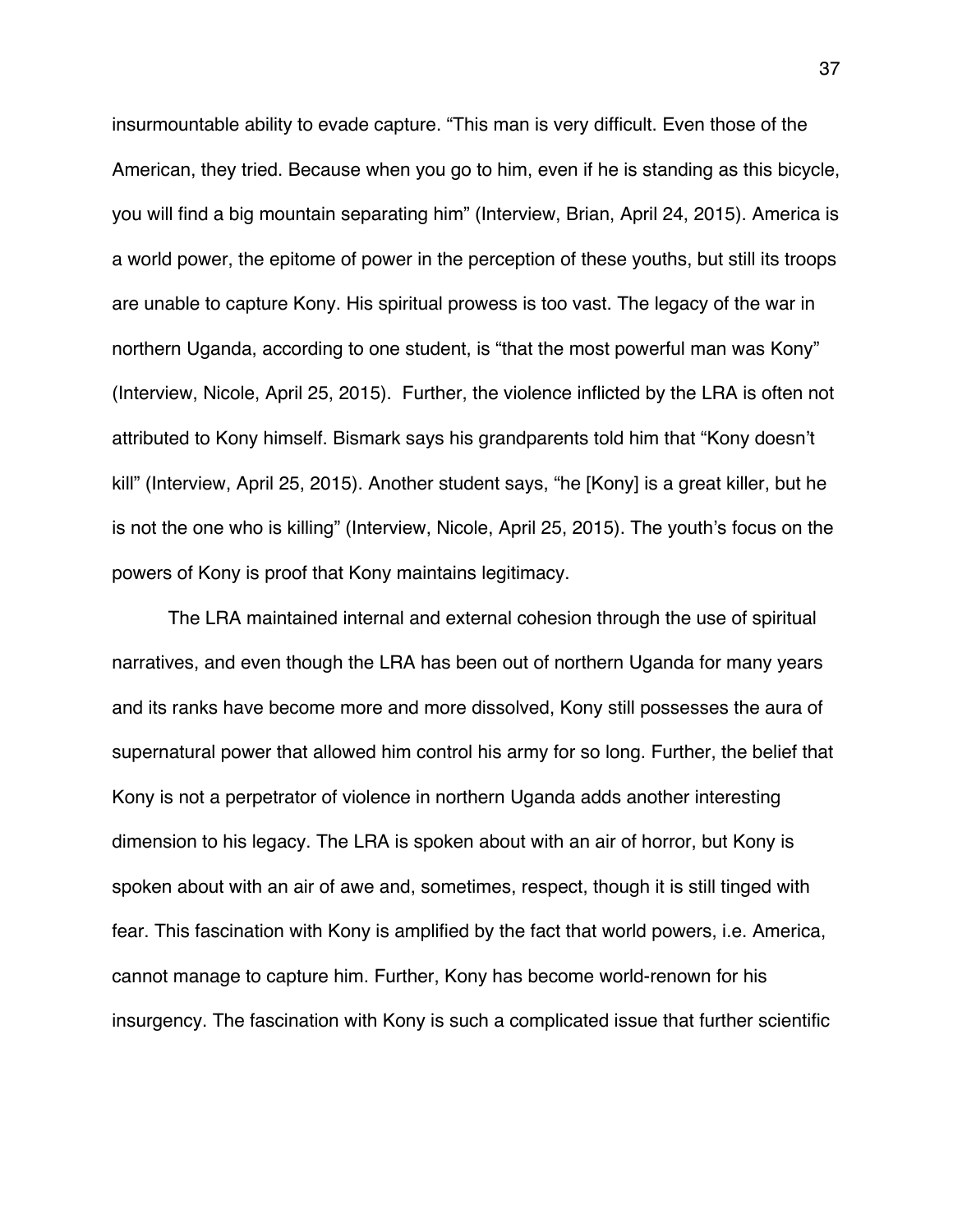insurmountable ability to evade capture. "This man is very difficult. Even those of the American, they tried. Because when you go to him, even if he is standing as this bicycle, you will find a big mountain separating him" (Interview, Brian, April 24, 2015). America is a world power, the epitome of power in the perception of these youths, but still its troops are unable to capture Kony. His spiritual prowess is too vast. The legacy of the war in northern Uganda, according to one student, is "that the most powerful man was Kony" (Interview, Nicole, April 25, 2015). Further, the violence inflicted by the LRA is often not attributed to Kony himself. Bismark says his grandparents told him that "Kony doesn't kill" (Interview, April 25, 2015). Another student says, "he [Kony] is a great killer, but he is not the one who is killing" (Interview, Nicole, April 25, 2015). The youth's focus on the powers of Kony is proof that Kony maintains legitimacy.

The LRA maintained internal and external cohesion through the use of spiritual narratives, and even though the LRA has been out of northern Uganda for many years and its ranks have become more and more dissolved, Kony still possesses the aura of supernatural power that allowed him control his army for so long. Further, the belief that Kony is not a perpetrator of violence in northern Uganda adds another interesting dimension to his legacy. The LRA is spoken about with an air of horror, but Kony is spoken about with an air of awe and, sometimes, respect, though it is still tinged with fear. This fascination with Kony is amplified by the fact that world powers, i.e. America, cannot manage to capture him. Further, Kony has become world-renown for his insurgency. The fascination with Kony is such a complicated issue that further scientific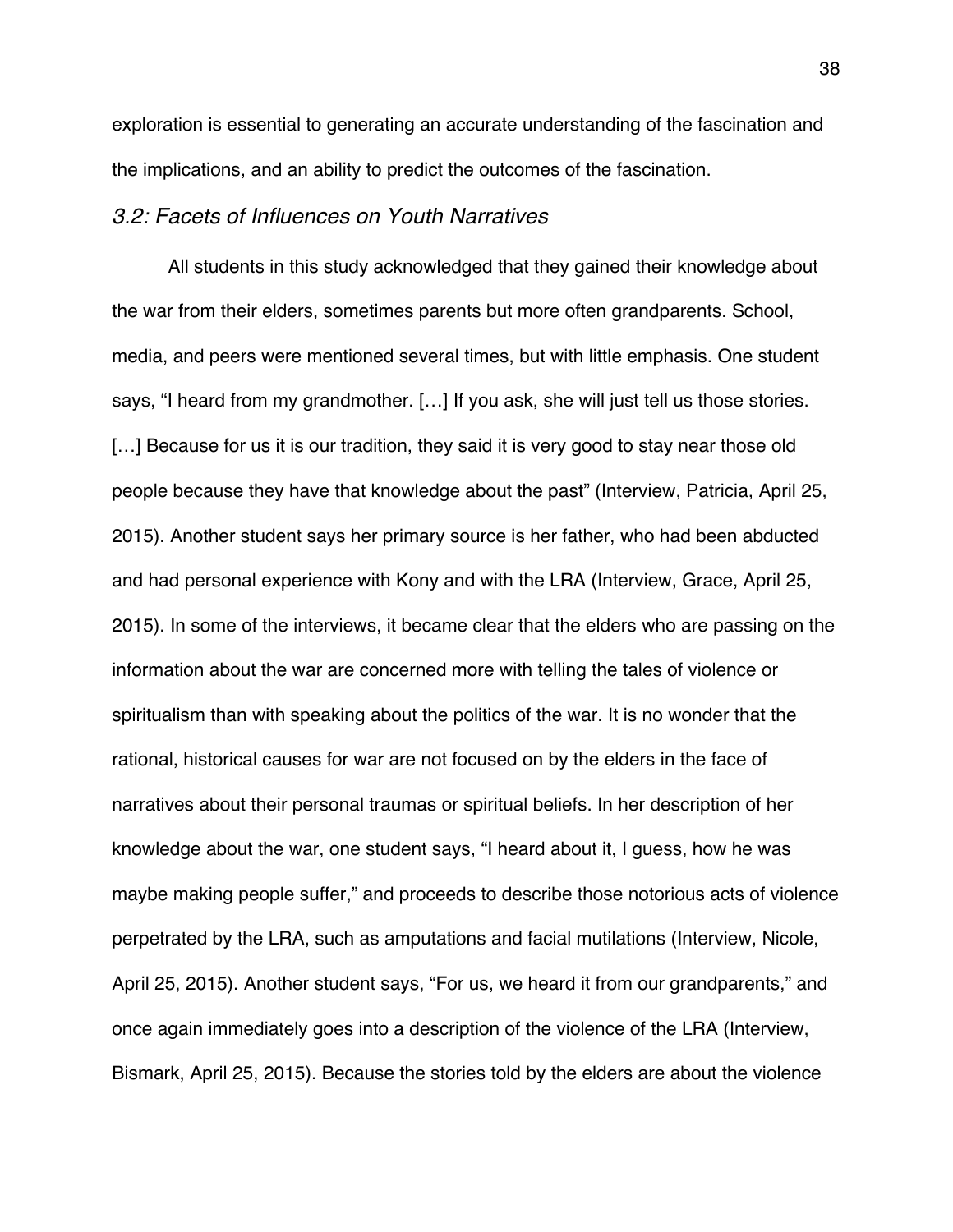exploration is essential to generating an accurate understanding of the fascination and the implications, and an ability to predict the outcomes of the fascination.

### *3.2: Facets of Influences on Youth Narratives*

All students in this study acknowledged that they gained their knowledge about the war from their elders, sometimes parents but more often grandparents. School, media, and peers were mentioned several times, but with little emphasis. One student says, "I heard from my grandmother. […] If you ask, she will just tell us those stories. […] Because for us it is our tradition, they said it is very good to stay near those old people because they have that knowledge about the past" (Interview, Patricia, April 25, 2015). Another student says her primary source is her father, who had been abducted and had personal experience with Kony and with the LRA (Interview, Grace, April 25, 2015). In some of the interviews, it became clear that the elders who are passing on the information about the war are concerned more with telling the tales of violence or spiritualism than with speaking about the politics of the war. It is no wonder that the rational, historical causes for war are not focused on by the elders in the face of narratives about their personal traumas or spiritual beliefs. In her description of her knowledge about the war, one student says, "I heard about it, I guess, how he was maybe making people suffer," and proceeds to describe those notorious acts of violence perpetrated by the LRA, such as amputations and facial mutilations (Interview, Nicole, April 25, 2015). Another student says, "For us, we heard it from our grandparents," and once again immediately goes into a description of the violence of the LRA (Interview, Bismark, April 25, 2015). Because the stories told by the elders are about the violence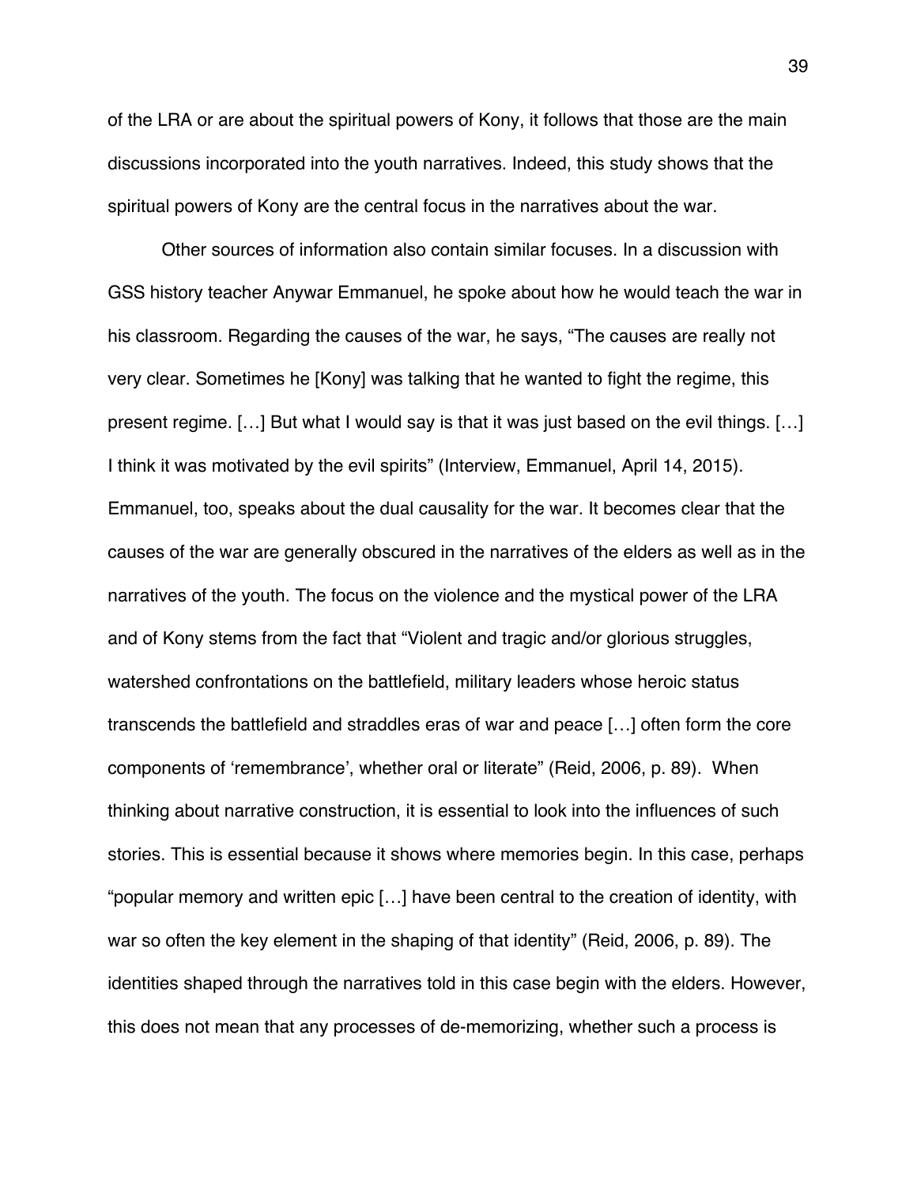of the LRA or are about the spiritual powers of Kony, it follows that those are the main discussions incorporated into the youth narratives. Indeed, this study shows that the spiritual powers of Kony are the central focus in the narratives about the war.

Other sources of information also contain similar focuses. In a discussion with GSS history teacher Anywar Emmanuel, he spoke about how he would teach the war in his classroom. Regarding the causes of the war, he says, "The causes are really not very clear. Sometimes he [Kony] was talking that he wanted to fight the regime, this present regime. […] But what I would say is that it was just based on the evil things. […] I think it was motivated by the evil spirits" (Interview, Emmanuel, April 14, 2015). Emmanuel, too, speaks about the dual causality for the war. It becomes clear that the causes of the war are generally obscured in the narratives of the elders as well as in the narratives of the youth. The focus on the violence and the mystical power of the LRA and of Kony stems from the fact that "Violent and tragic and/or glorious struggles, watershed confrontations on the battlefield, military leaders whose heroic status transcends the battlefield and straddles eras of war and peace […] often form the core components of 'remembrance', whether oral or literate" (Reid, 2006, p. 89). When thinking about narrative construction, it is essential to look into the influences of such stories. This is essential because it shows where memories begin. In this case, perhaps "popular memory and written epic […] have been central to the creation of identity, with war so often the key element in the shaping of that identity" (Reid, 2006, p. 89). The identities shaped through the narratives told in this case begin with the elders. However, this does not mean that any processes of de-memorizing, whether such a process is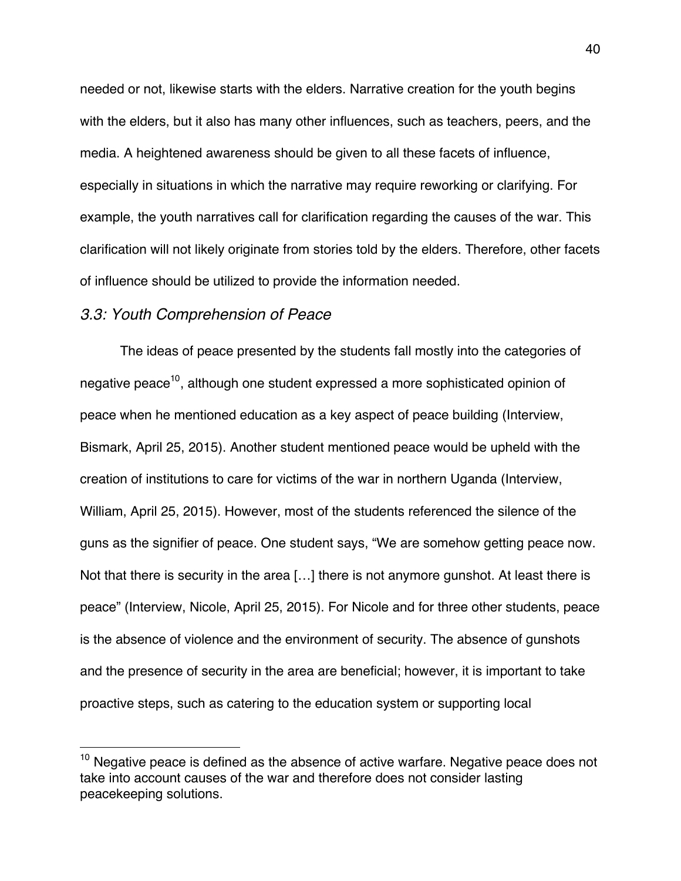needed or not, likewise starts with the elders. Narrative creation for the youth begins with the elders, but it also has many other influences, such as teachers, peers, and the media. A heightened awareness should be given to all these facets of influence, especially in situations in which the narrative may require reworking or clarifying. For example, the youth narratives call for clarification regarding the causes of the war. This clarification will not likely originate from stories told by the elders. Therefore, other facets of influence should be utilized to provide the information needed.

### *3.3: Youth Comprehension of Peace*

The ideas of peace presented by the students fall mostly into the categories of negative peace[10], although one student expressed a more sophisticated opinion of peace when he mentioned education as a key aspect of peace building (Interview, Bismark, April 25, 2015). Another student mentioned peace would be upheld with the creation of institutions to care for victims of the war in northern Uganda (Interview, William, April 25, 2015). However, most of the students referenced the silence of the guns as the signifier of peace. One student says, "We are somehow getting peace now. Not that there is security in the area […] there is not anymore gunshot. At least there is peace" (Interview, Nicole, April 25, 2015). For Nicole and for three other students, peace is the absence of violence and the environment of security. The absence of gunshots and the presence of security in the area are beneficial; however, it is important to take proactive steps, such as catering to the education system or supporting local

[10] Negative peace is defined as the absence of active warfare. Negative peace does not take into account causes of the war and therefore does not consider lasting peacekeeping solutions.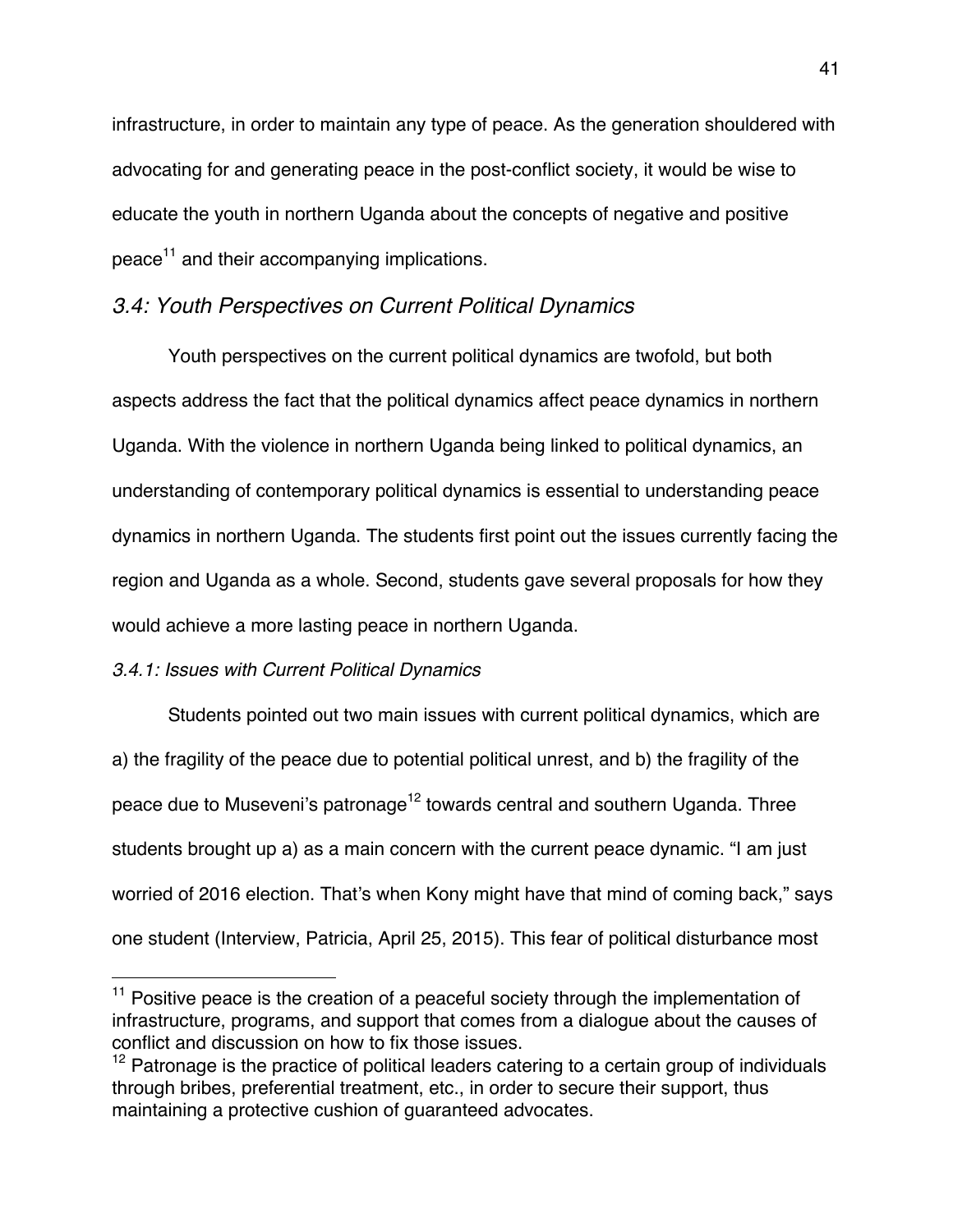infrastructure, in order to maintain any type of peace. As the generation shouldered with advocating for and generating peace in the post-conflict society, it would be wise to educate the youth in northern Uganda about the concepts of negative and positive peace[11] and their accompanying implications.

### *3.4: Youth Perspectives on Current Political Dynamics*

Youth perspectives on the current political dynamics are twofold, but both aspects address the fact that the political dynamics affect peace dynamics in northern Uganda. With the violence in northern Uganda being linked to political dynamics, an understanding of contemporary political dynamics is essential to understanding peace dynamics in northern Uganda. The students first point out the issues currently facing the region and Uganda as a whole. Second, students gave several proposals for how they would achieve a more lasting peace in northern Uganda.

#### *3.4.1: Issues with Current Political Dynamics*

Students pointed out two main issues with current political dynamics, which are a) the fragility of the peace due to potential political unrest, and b) the fragility of the peace due to Museveni's patronage[12] towards central and southern Uganda. Three students brought up a) as a main concern with the current peace dynamic. "I am just worried of 2016 election. That's when Kony might have that mind of coming back," says one student (Interview, Patricia, April 25, 2015). This fear of political disturbance most

---

[11] Positive peace is the creation of a peaceful society through the implementation of infrastructure, programs, and support that comes from a dialogue about the causes of conflict and discussion on how to fix those issues.

[12] Patronage is the practice of political leaders catering to a certain group of individuals through bribes, preferential treatment, etc., in order to secure their support, thus maintaining a protective cushion of guaranteed advocates.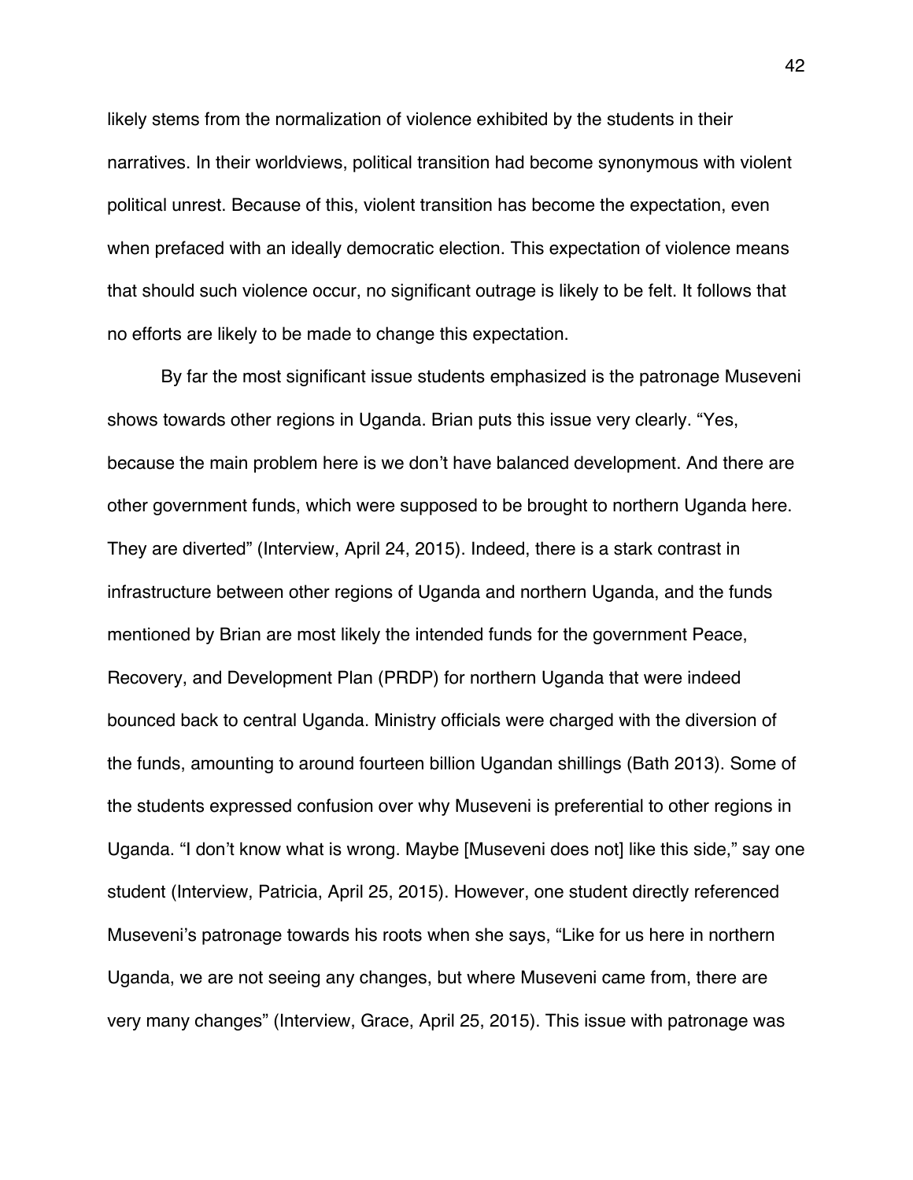likely stems from the normalization of violence exhibited by the students in their narratives. In their worldviews, political transition had become synonymous with violent political unrest. Because of this, violent transition has become the expectation, even when prefaced with an ideally democratic election. This expectation of violence means that should such violence occur, no significant outrage is likely to be felt. It follows that no efforts are likely to be made to change this expectation.

By far the most significant issue students emphasized is the patronage Museveni shows towards other regions in Uganda. Brian puts this issue very clearly. "Yes, because the main problem here is we don't have balanced development. And there are other government funds, which were supposed to be brought to northern Uganda here. They are diverted" (Interview, April 24, 2015). Indeed, there is a stark contrast in infrastructure between other regions of Uganda and northern Uganda, and the funds mentioned by Brian are most likely the intended funds for the government Peace, Recovery, and Development Plan (PRDP) for northern Uganda that were indeed bounced back to central Uganda. Ministry officials were charged with the diversion of the funds, amounting to around fourteen billion Ugandan shillings (Bath 2013). Some of the students expressed confusion over why Museveni is preferential to other regions in Uganda. "I don't know what is wrong. Maybe [Museveni does not] like this side," say one student (Interview, Patricia, April 25, 2015). However, one student directly referenced Museveni's patronage towards his roots when she says, "Like for us here in northern Uganda, we are not seeing any changes, but where Museveni came from, there are very many changes" (Interview, Grace, April 25, 2015). This issue with patronage was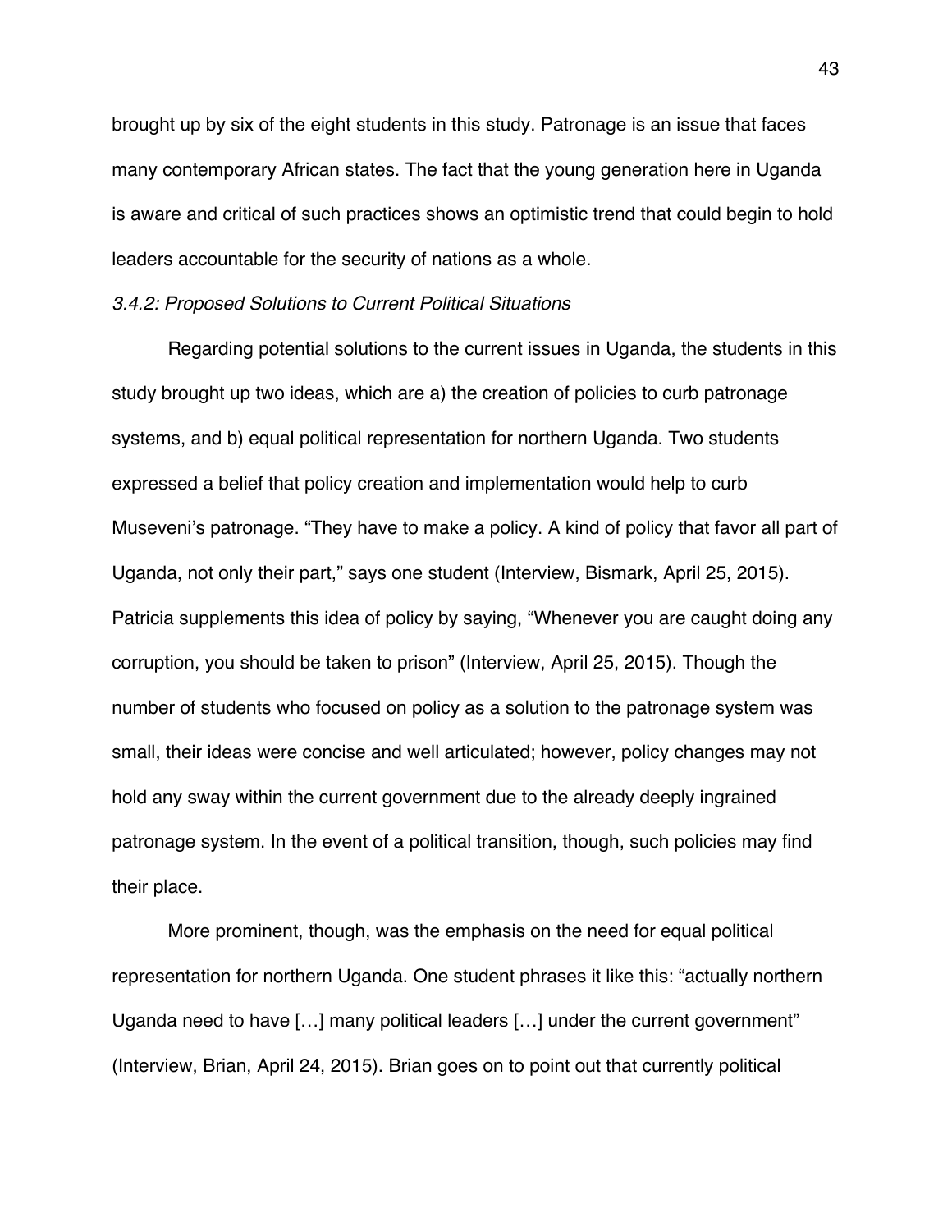brought up by six of the eight students in this study. Patronage is an issue that faces many contemporary African states. The fact that the young generation here in Uganda is aware and critical of such practices shows an optimistic trend that could begin to hold leaders accountable for the security of nations as a whole.

*3.4.2: Proposed Solutions to Current Political Situations*

Regarding potential solutions to the current issues in Uganda, the students in this study brought up two ideas, which are a) the creation of policies to curb patronage systems, and b) equal political representation for northern Uganda. Two students expressed a belief that policy creation and implementation would help to curb Museveni's patronage. "They have to make a policy. A kind of policy that favor all part of Uganda, not only their part," says one student (Interview, Bismark, April 25, 2015). Patricia supplements this idea of policy by saying, "Whenever you are caught doing any corruption, you should be taken to prison" (Interview, April 25, 2015). Though the number of students who focused on policy as a solution to the patronage system was small, their ideas were concise and well articulated; however, policy changes may not hold any sway within the current government due to the already deeply ingrained patronage system. In the event of a political transition, though, such policies may find their place.

More prominent, though, was the emphasis on the need for equal political representation for northern Uganda. One student phrases it like this: "actually northern Uganda need to have […] many political leaders […] under the current government" (Interview, Brian, April 24, 2015). Brian goes on to point out that currently political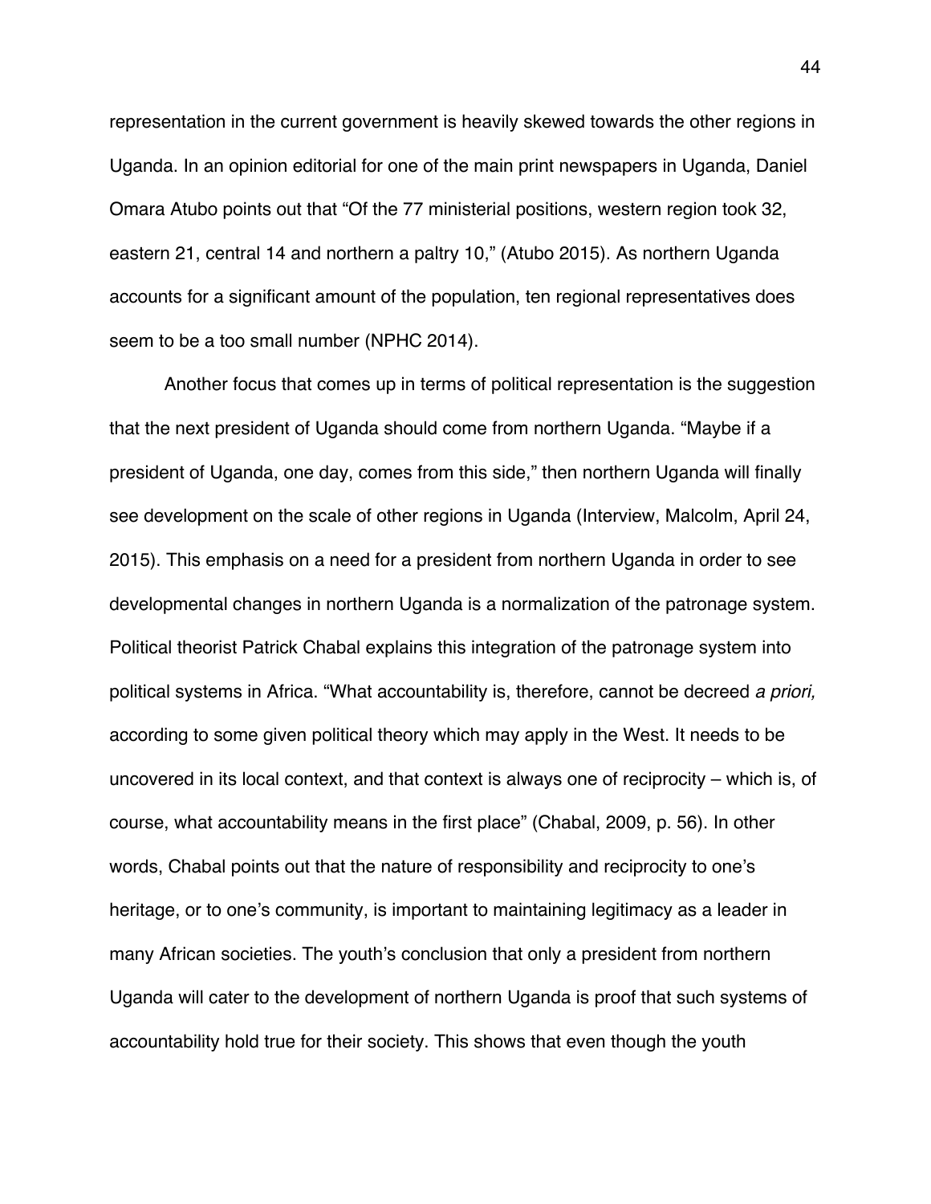representation in the current government is heavily skewed towards the other regions in Uganda. In an opinion editorial for one of the main print newspapers in Uganda, Daniel Omara Atubo points out that “Of the 77 ministerial positions, western region took 32, eastern 21, central 14 and northern a paltry 10,” (Atubo 2015). As northern Uganda accounts for a significant amount of the population, ten regional representatives does seem to be a too small number (NPHC 2014).

Another focus that comes up in terms of political representation is the suggestion that the next president of Uganda should come from northern Uganda. “Maybe if a president of Uganda, one day, comes from this side,” then northern Uganda will finally see development on the scale of other regions in Uganda (Interview, Malcolm, April 24, 2015). This emphasis on a need for a president from northern Uganda in order to see developmental changes in northern Uganda is a normalization of the patronage system. Political theorist Patrick Chabal explains this integration of the patronage system into political systems in Africa. “What accountability is, therefore, cannot be decreed *a priori,* according to some given political theory which may apply in the West. It needs to be uncovered in its local context, and that context is always one of reciprocity – which is, of course, what accountability means in the first place” (Chabal, 2009, p. 56). In other words, Chabal points out that the nature of responsibility and reciprocity to one’s heritage, or to one’s community, is important to maintaining legitimacy as a leader in many African societies. The youth’s conclusion that only a president from northern Uganda will cater to the development of northern Uganda is proof that such systems of accountability hold true for their society. This shows that even though the youth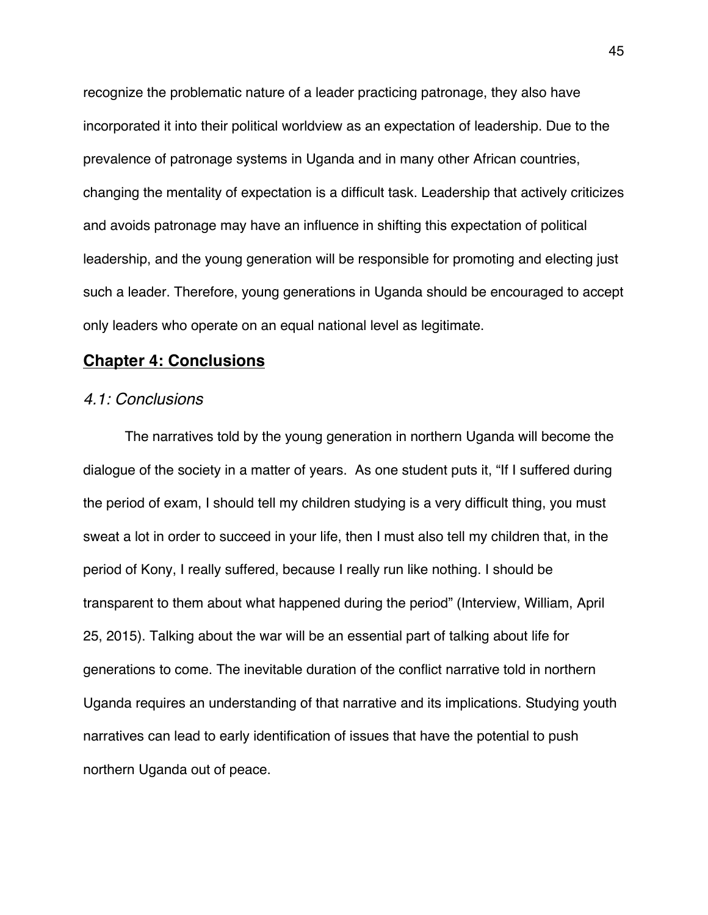recognize the problematic nature of a leader practicing patronage, they also have incorporated it into their political worldview as an expectation of leadership. Due to the prevalence of patronage systems in Uganda and in many other African countries, changing the mentality of expectation is a difficult task. Leadership that actively criticizes and avoids patronage may have an influence in shifting this expectation of political leadership, and the young generation will be responsible for promoting and electing just such a leader. Therefore, young generations in Uganda should be encouraged to accept only leaders who operate on an equal national level as legitimate.

## Chapter 4: Conclusions

### *4.1: Conclusions*

The narratives told by the young generation in northern Uganda will become the dialogue of the society in a matter of years. As one student puts it, "If I suffered during the period of exam, I should tell my children studying is a very difficult thing, you must sweat a lot in order to succeed in your life, then I must also tell my children that, in the period of Kony, I really suffered, because I really run like nothing. I should be transparent to them about what happened during the period" (Interview, William, April 25, 2015). Talking about the war will be an essential part of talking about life for generations to come. The inevitable duration of the conflict narrative told in northern Uganda requires an understanding of that narrative and its implications. Studying youth narratives can lead to early identification of issues that have the potential to push northern Uganda out of peace.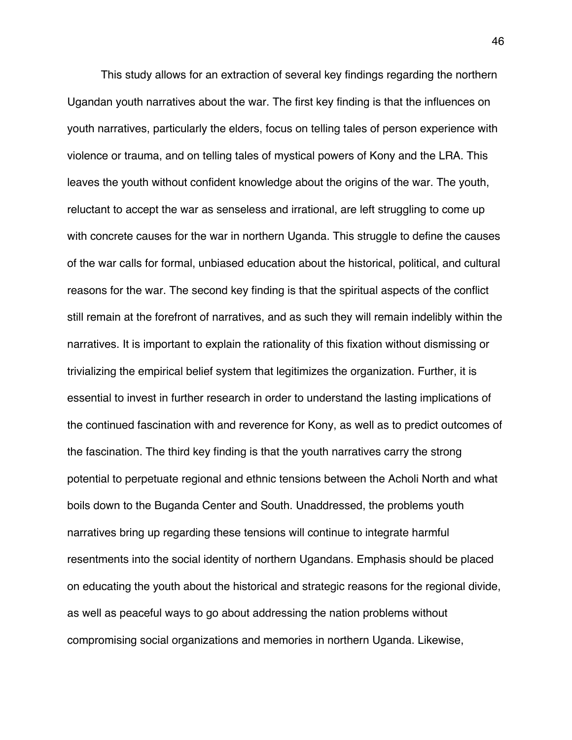This study allows for an extraction of several key findings regarding the northern Ugandan youth narratives about the war. The first key finding is that the influences on youth narratives, particularly the elders, focus on telling tales of person experience with violence or trauma, and on telling tales of mystical powers of Kony and the LRA. This leaves the youth without confident knowledge about the origins of the war. The youth, reluctant to accept the war as senseless and irrational, are left struggling to come up with concrete causes for the war in northern Uganda. This struggle to define the causes of the war calls for formal, unbiased education about the historical, political, and cultural reasons for the war. The second key finding is that the spiritual aspects of the conflict still remain at the forefront of narratives, and as such they will remain indelibly within the narratives. It is important to explain the rationality of this fixation without dismissing or trivializing the empirical belief system that legitimizes the organization. Further, it is essential to invest in further research in order to understand the lasting implications of the continued fascination with and reverence for Kony, as well as to predict outcomes of the fascination. The third key finding is that the youth narratives carry the strong potential to perpetuate regional and ethnic tensions between the Acholi North and what boils down to the Buganda Center and South. Unaddressed, the problems youth narratives bring up regarding these tensions will continue to integrate harmful resentments into the social identity of northern Ugandans. Emphasis should be placed on educating the youth about the historical and strategic reasons for the regional divide, as well as peaceful ways to go about addressing the nation problems without compromising social organizations and memories in northern Uganda. Likewise,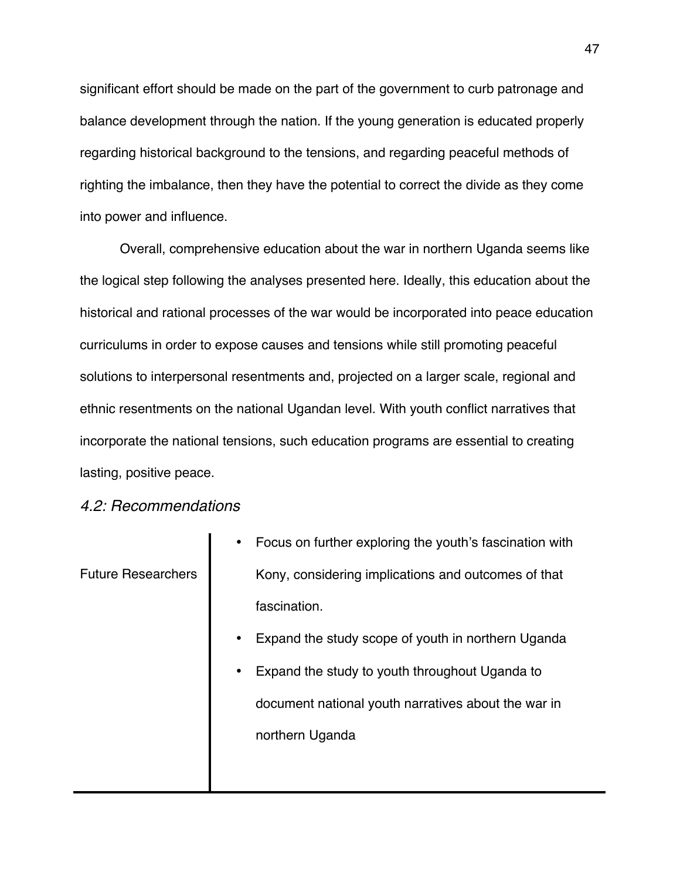significant effort should be made on the part of the government to curb patronage and balance development through the nation. If the young generation is educated properly regarding historical background to the tensions, and regarding peaceful methods of righting the imbalance, then they have the potential to correct the divide as they come into power and influence.

Overall, comprehensive education about the war in northern Uganda seems like the logical step following the analyses presented here. Ideally, this education about the historical and rational processes of the war would be incorporated into peace education curriculums in order to expose causes and tensions while still promoting peaceful solutions to interpersonal resentments and, projected on a larger scale, regional and ethnic resentments on the national Ugandan level. With youth conflict narratives that incorporate the national tensions, such education programs are essential to creating lasting, positive peace.

### *4.2: Recommendations*

| | |
|---|---|
| Future Researchers | • Focus on further exploring the youth's fascination with Kony, considering implications and outcomes of that fascination.<br>• Expand the study scope of youth in northern Uganda<br>• Expand the study to youth throughout Uganda to document national youth narratives about the war in northern Uganda |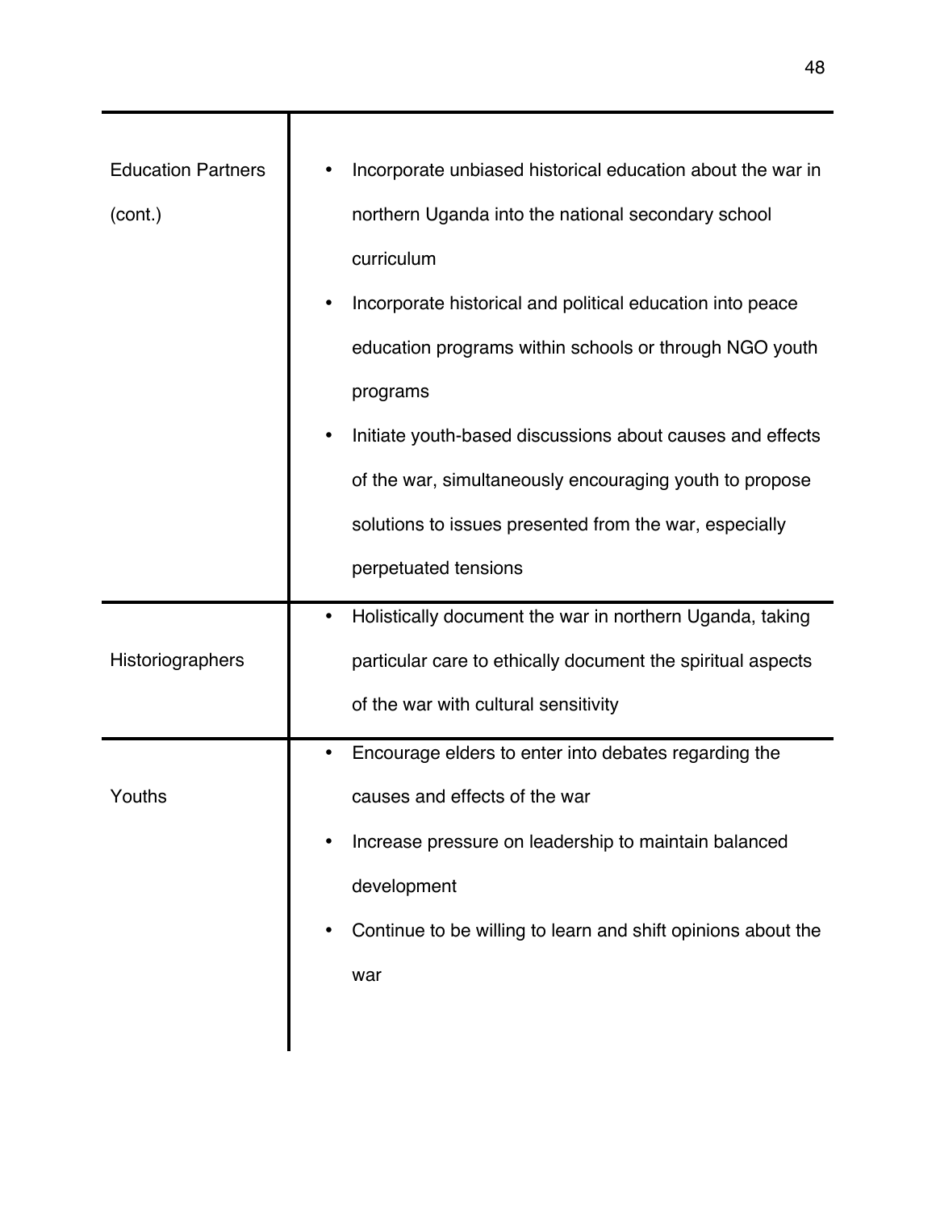| | |
|---|---|
| Education Partners (cont.) | • Incorporate unbiased historical education about the war in northern Uganda into the national secondary school curriculum<br>• Incorporate historical and political education into peace education programs within schools or through NGO youth programs<br>• Initiate youth-based discussions about causes and effects of the war, simultaneously encouraging youth to propose solutions to issues presented from the war, especially perpetuated tensions |
| Historiographers | • Holistically document the war in northern Uganda, taking particular care to ethically document the spiritual aspects of the war with cultural sensitivity |
| Youths | • Encourage elders to enter into debates regarding the causes and effects of the war<br>• Increase pressure on leadership to maintain balanced development<br>• Continue to be willing to learn and shift opinions about the war |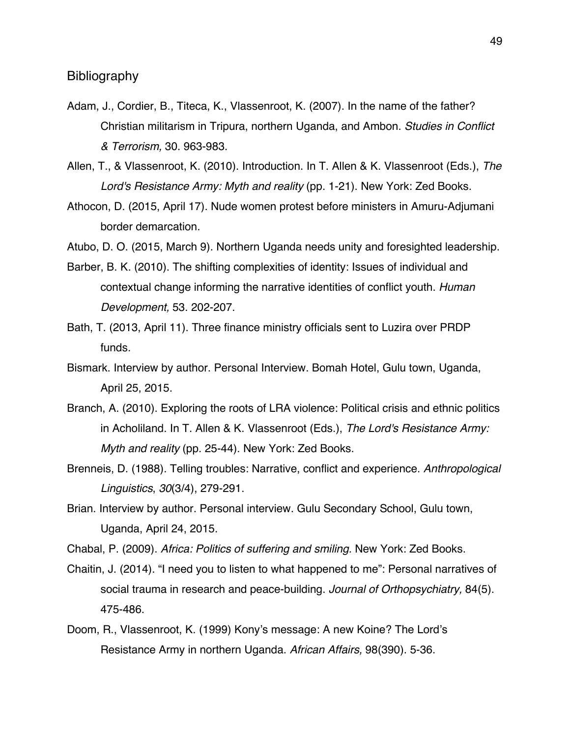# Bibliography

Adam, J., Cordier, B., Titeca, K., Vlassenroot, K. (2007). In the name of the father? Christian militarism in Tripura, northern Uganda, and Ambon. *Studies in Conflict & Terrorism,* 30. 963-983.

Allen, T., & Vlassenroot, K. (2010). Introduction. In T. Allen & K. Vlassenroot (Eds.), *The Lord's Resistance Army: Myth and reality* (pp. 1-21). New York: Zed Books.

Athocon, D. (2015, April 17). Nude women protest before ministers in Amuru-Adjumani border demarcation.

Atubo, D. O. (2015, March 9). Northern Uganda needs unity and foresighted leadership.

Barber, B. K. (2010). The shifting complexities of identity: Issues of individual and contextual change informing the narrative identities of conflict youth. *Human Development,* 53. 202-207.

Bath, T. (2013, April 11). Three finance ministry officials sent to Luzira over PRDP funds.

Bismark. Interview by author. Personal Interview. Bomah Hotel, Gulu town, Uganda, April 25, 2015.

Branch, A. (2010). Exploring the roots of LRA violence: Political crisis and ethnic politics in Acholiland. In T. Allen & K. Vlassenroot (Eds.), *The Lord's Resistance Army: Myth and reality* (pp. 25-44). New York: Zed Books.

Brenneis, D. (1988). Telling troubles: Narrative, conflict and experience. *Anthropological Linguistics*, *30*(3/4), 279-291.

Brian. Interview by author. Personal interview. Gulu Secondary School, Gulu town, Uganda, April 24, 2015.

Chabal, P. (2009). *Africa: Politics of suffering and smiling.* New York: Zed Books.

Chaitin, J. (2014). "I need you to listen to what happened to me": Personal narratives of social trauma in research and peace-building. *Journal of Orthopsychiatry,* 84(5). 475-486.

Doom, R., Vlassenroot, K. (1999) Kony's message: A new Koine? The Lord's Resistance Army in northern Uganda. *African Affairs,* 98(390). 5-36.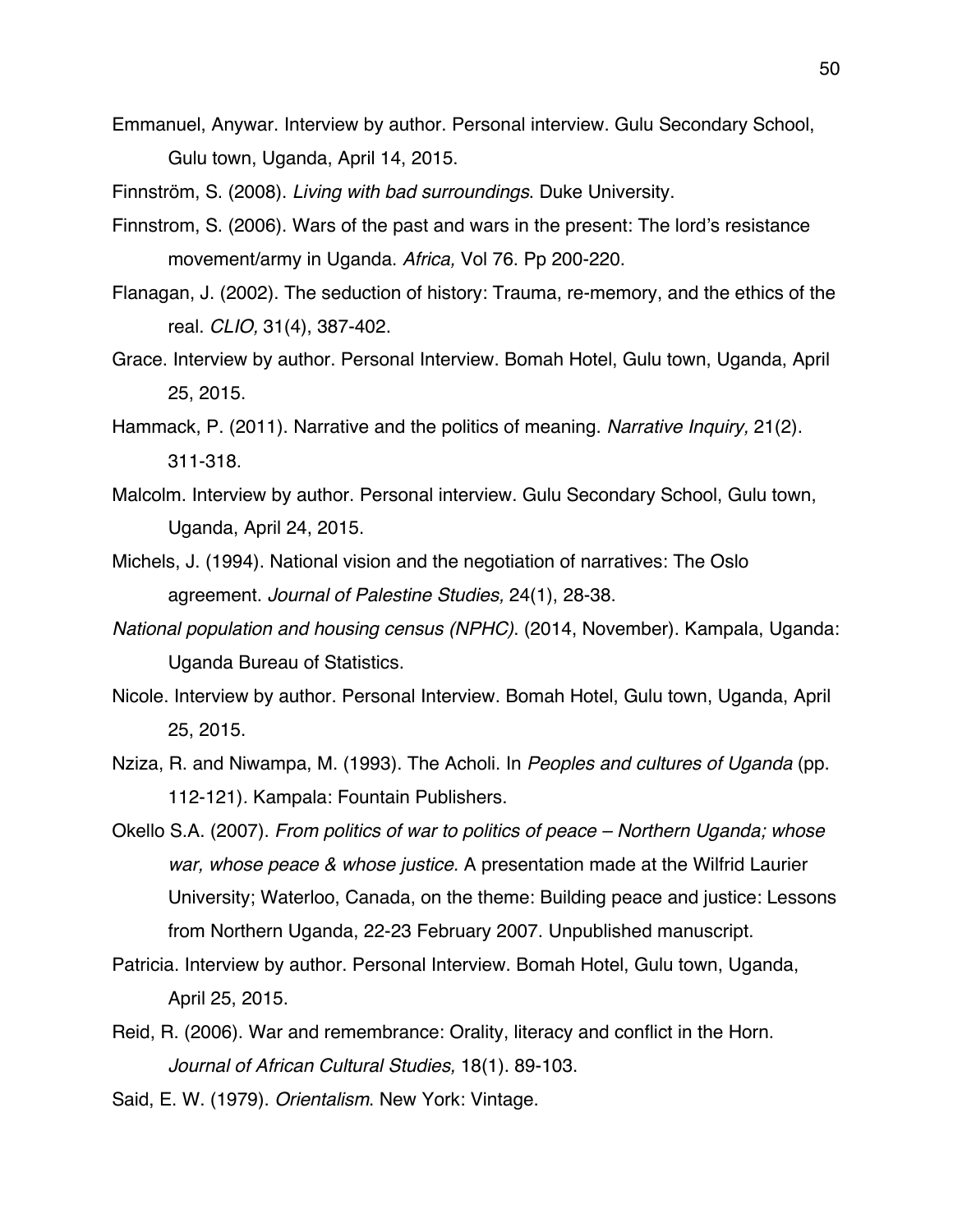Emmanuel, Anywar. Interview by author. Personal interview. Gulu Secondary School, Gulu town, Uganda, April 14, 2015.

Finnström, S. (2008). *Living with bad surroundings*. Duke University.

Finnstrom, S. (2006). Wars of the past and wars in the present: The lord's resistance movement/army in Uganda. *Africa,* Vol 76. Pp 200-220.

Flanagan, J. (2002). The seduction of history: Trauma, re-memory, and the ethics of the real. *CLIO,* 31(4), 387-402.

Grace. Interview by author. Personal Interview. Bomah Hotel, Gulu town, Uganda, April 25, 2015.

Hammack, P. (2011). Narrative and the politics of meaning. *Narrative Inquiry,* 21(2). 311-318.

Malcolm. Interview by author. Personal interview. Gulu Secondary School, Gulu town, Uganda, April 24, 2015.

Michels, J. (1994). National vision and the negotiation of narratives: The Oslo agreement. *Journal of Palestine Studies,* 24(1), 28-38.

*National population and housing census (NPHC)*. (2014, November). Kampala, Uganda: Uganda Bureau of Statistics.

Nicole. Interview by author. Personal Interview. Bomah Hotel, Gulu town, Uganda, April 25, 2015.

Nziza, R. and Niwampa, M. (1993). The Acholi. In *Peoples and cultures of Uganda* (pp. 112-121). Kampala: Fountain Publishers.

Okello S.A. (2007). *From politics of war to politics of peace – Northern Uganda; whose war, whose peace & whose justice*. A presentation made at the Wilfrid Laurier University; Waterloo, Canada, on the theme: Building peace and justice: Lessons from Northern Uganda, 22-23 February 2007. Unpublished manuscript.

Patricia. Interview by author. Personal Interview. Bomah Hotel, Gulu town, Uganda, April 25, 2015.

Reid, R. (2006). War and remembrance: Orality, literacy and conflict in the Horn. *Journal of African Cultural Studies,* 18(1). 89-103.

Said, E. W. (1979). *Orientalism*. New York: Vintage.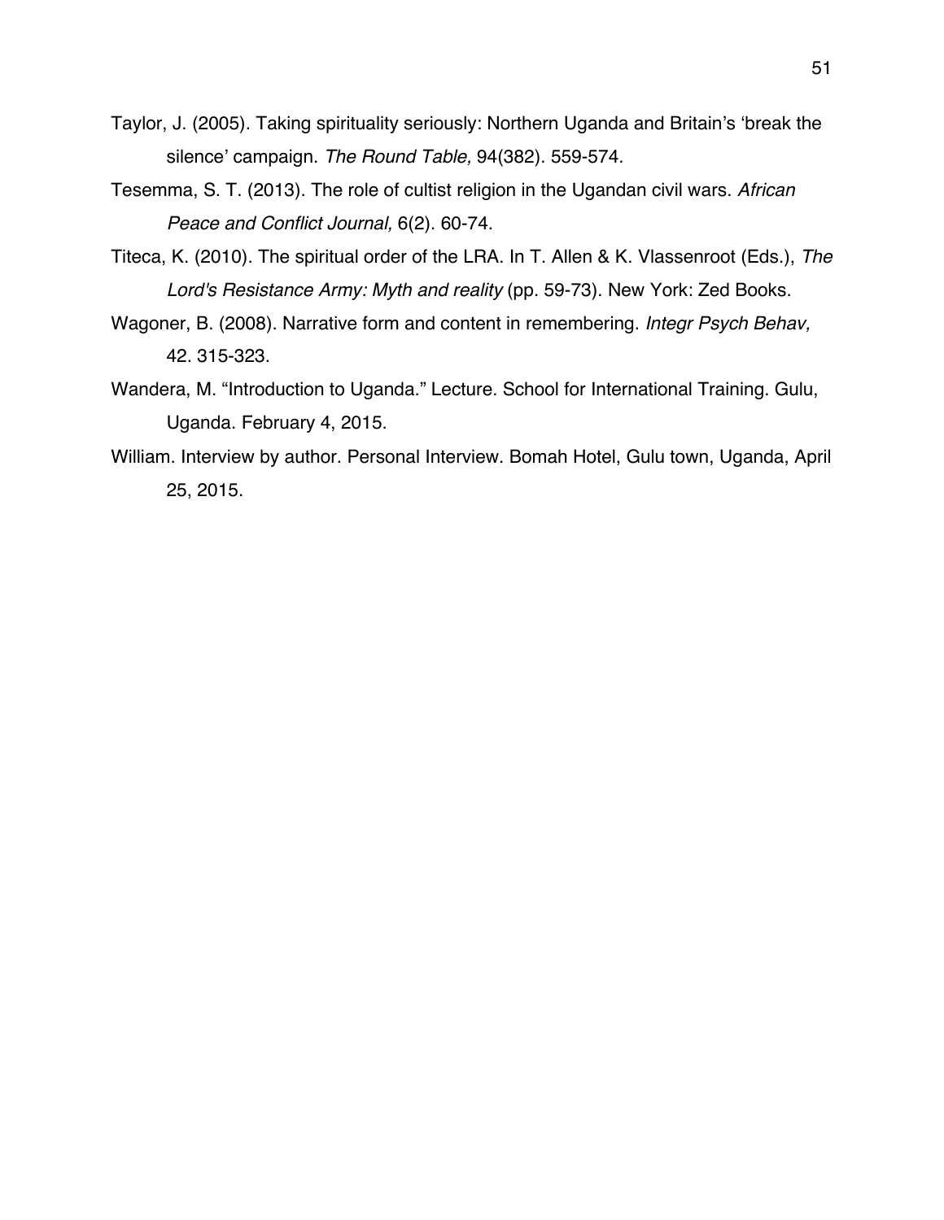Taylor, J. (2005). Taking spirituality seriously: Northern Uganda and Britain's 'break the silence' campaign. *The Round Table,* 94(382). 559-574.

Tesemma, S. T. (2013). The role of cultist religion in the Ugandan civil wars. *African Peace and Conflict Journal,* 6(2). 60-74.

Titeca, K. (2010). The spiritual order of the LRA. In T. Allen & K. Vlassenroot (Eds.), *The Lord's Resistance Army: Myth and reality* (pp. 59-73). New York: Zed Books.

Wagoner, B. (2008). Narrative form and content in remembering. *Integr Psych Behav,* 42. 315-323.

Wandera, M. "Introduction to Uganda." Lecture. School for International Training. Gulu, Uganda. February 4, 2015.

William. Interview by author. Personal Interview. Bomah Hotel, Gulu town, Uganda, April 25, 2015.